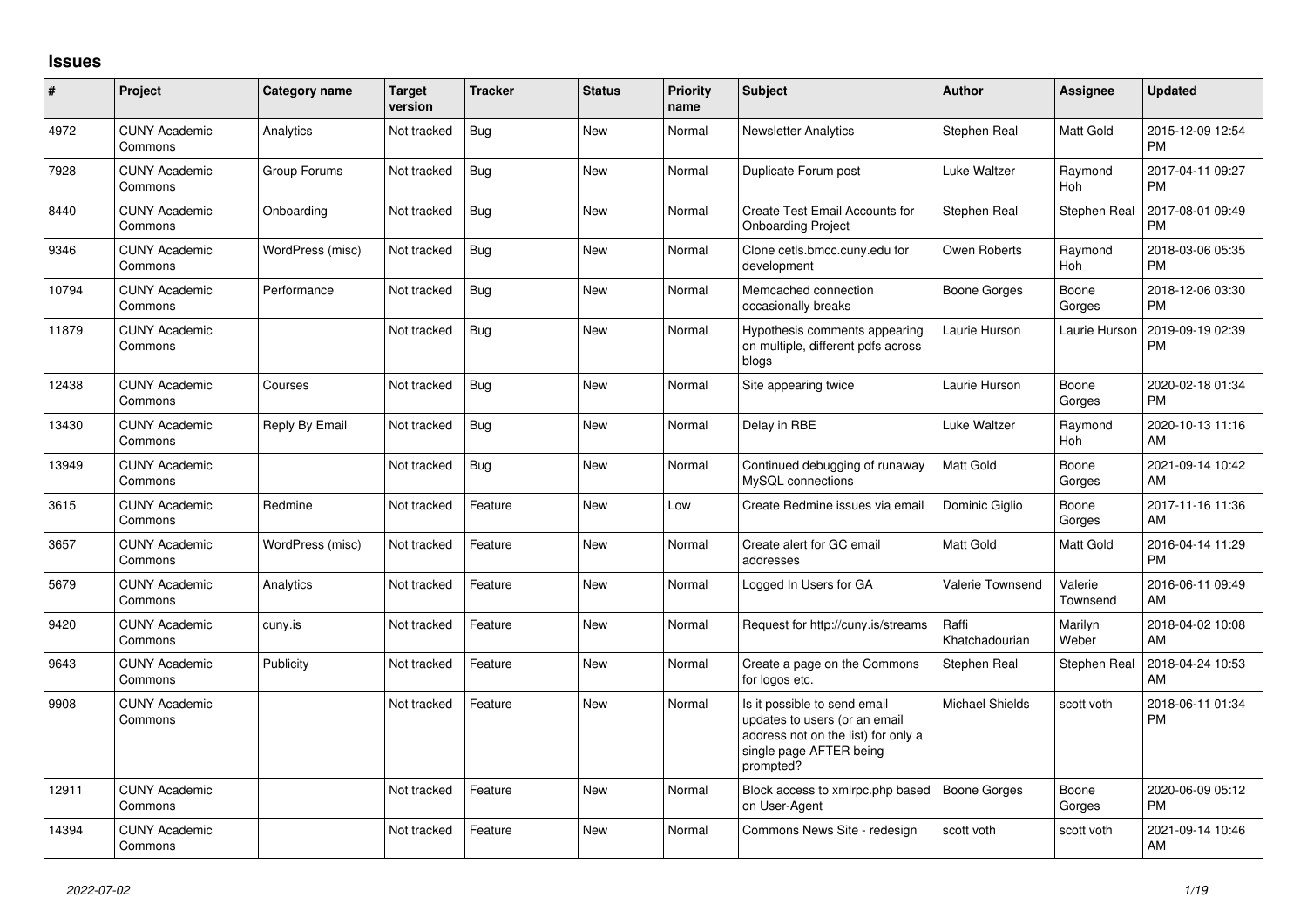# Issues

| # | Project | Category name | Target version | Tracker | Status | Priority name | Subject | Author | Assignee | Updated |
|---|---|---|---|---|---|---|---|---|---|---|
| 4972 | CUNY Academic Commons | Analytics | Not tracked | Bug | New | Normal | Newsletter Analytics | Stephen Real | Matt Gold | 2015-12-09 12:54 PM |
| 7928 | CUNY Academic Commons | Group Forums | Not tracked | Bug | New | Normal | Duplicate Forum post | Luke Waltzer | Raymond Hoh | 2017-04-11 09:27 PM |
| 8440 | CUNY Academic Commons | Onboarding | Not tracked | Bug | New | Normal | Create Test Email Accounts for Onboarding Project | Stephen Real | Stephen Real | 2017-08-01 09:49 PM |
| 9346 | CUNY Academic Commons | WordPress (misc) | Not tracked | Bug | New | Normal | Clone cetls.bmcc.cuny.edu for development | Owen Roberts | Raymond Hoh | 2018-03-06 05:35 PM |
| 10794 | CUNY Academic Commons | Performance | Not tracked | Bug | New | Normal | Memcached connection occasionally breaks | Boone Gorges | Boone Gorges | 2018-12-06 03:30 PM |
| 11879 | CUNY Academic Commons | | Not tracked | Bug | New | Normal | Hypothesis comments appearing on multiple, different pdfs across blogs | Laurie Hurson | Laurie Hurson | 2019-09-19 02:39 PM |
| 12438 | CUNY Academic Commons | Courses | Not tracked | Bug | New | Normal | Site appearing twice | Laurie Hurson | Boone Gorges | 2020-02-18 01:34 PM |
| 13430 | CUNY Academic Commons | Reply By Email | Not tracked | Bug | New | Normal | Delay in RBE | Luke Waltzer | Raymond Hoh | 2020-10-13 11:16 AM |
| 13949 | CUNY Academic Commons | | Not tracked | Bug | New | Normal | Continued debugging of runaway MySQL connections | Matt Gold | Boone Gorges | 2021-09-14 10:42 AM |
| 3615 | CUNY Academic Commons | Redmine | Not tracked | Feature | New | Low | Create Redmine issues via email | Dominic Giglio | Boone Gorges | 2017-11-16 11:36 AM |
| 3657 | CUNY Academic Commons | WordPress (misc) | Not tracked | Feature | New | Normal | Create alert for GC email addresses | Matt Gold | Matt Gold | 2016-04-14 11:29 PM |
| 5679 | CUNY Academic Commons | Analytics | Not tracked | Feature | New | Normal | Logged In Users for GA | Valerie Townsend | Valerie Townsend | 2016-06-11 09:49 AM |
| 9420 | CUNY Academic Commons | cuny.is | Not tracked | Feature | New | Normal | Request for http://cuny.is/streams | Raffi Khatchadourian | Marilyn Weber | 2018-04-02 10:08 AM |
| 9643 | CUNY Academic Commons | Publicity | Not tracked | Feature | New | Normal | Create a page on the Commons for logos etc. | Stephen Real | Stephen Real | 2018-04-24 10:53 AM |
| 9908 | CUNY Academic Commons | | Not tracked | Feature | New | Normal | Is it possible to send email updates to users (or an email address not on the list) for only a single page AFTER being prompted? | Michael Shields | scott voth | 2018-06-11 01:34 PM |
| 12911 | CUNY Academic Commons | | Not tracked | Feature | New | Normal | Block access to xmlrpc.php based on User-Agent | Boone Gorges | Boone Gorges | 2020-06-09 05:12 PM |
| 14394 | CUNY Academic Commons | | Not tracked | Feature | New | Normal | Commons News Site - redesign | scott voth | scott voth | 2021-09-14 10:46 AM |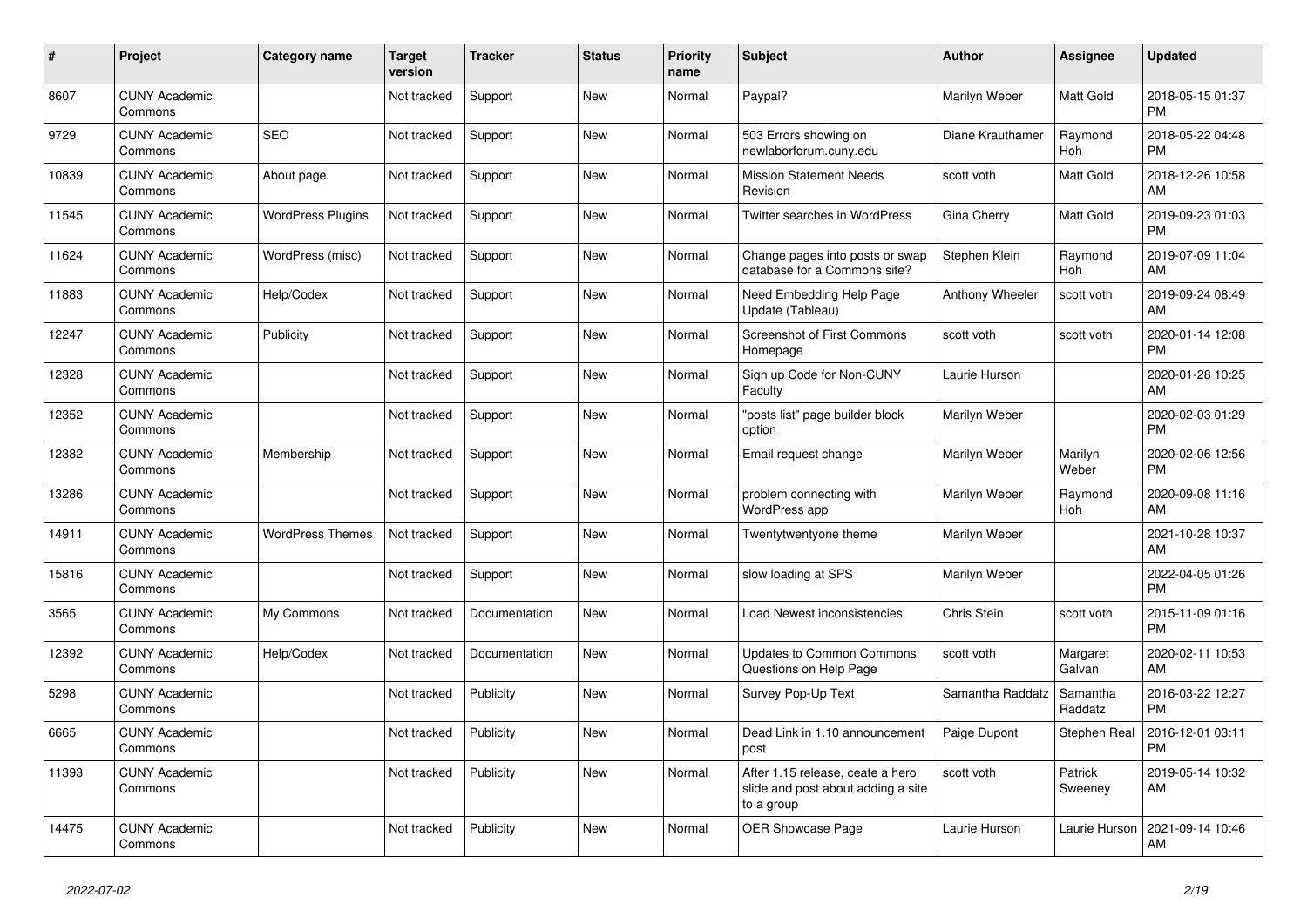| # | Project | Category name | Target version | Tracker | Status | Priority name | Subject | Author | Assignee | Updated |
|---|---|---|---|---|---|---|---|---|---|---|
| 8607 | CUNY Academic Commons | | Not tracked | Support | New | Normal | Paypal? | Marilyn Weber | Matt Gold | 2018-05-15 01:37 PM |
| 9729 | CUNY Academic Commons | SEO | Not tracked | Support | New | Normal | 503 Errors showing on newlaborforum.cuny.edu | Diane Krauthamer | Raymond Hoh | 2018-05-22 04:48 PM |
| 10839 | CUNY Academic Commons | About page | Not tracked | Support | New | Normal | Mission Statement Needs Revision | scott voth | Matt Gold | 2018-12-26 10:58 AM |
| 11545 | CUNY Academic Commons | WordPress Plugins | Not tracked | Support | New | Normal | Twitter searches in WordPress | Gina Cherry | Matt Gold | 2019-09-23 01:03 PM |
| 11624 | CUNY Academic Commons | WordPress (misc) | Not tracked | Support | New | Normal | Change pages into posts or swap database for a Commons site? | Stephen Klein | Raymond Hoh | 2019-07-09 11:04 AM |
| 11883 | CUNY Academic Commons | Help/Codex | Not tracked | Support | New | Normal | Need Embedding Help Page Update (Tableau) | Anthony Wheeler | scott voth | 2019-09-24 08:49 AM |
| 12247 | CUNY Academic Commons | Publicity | Not tracked | Support | New | Normal | Screenshot of First Commons Homepage | scott voth | scott voth | 2020-01-14 12:08 PM |
| 12328 | CUNY Academic Commons | | Not tracked | Support | New | Normal | Sign up Code for Non-CUNY Faculty | Laurie Hurson | | 2020-01-28 10:25 AM |
| 12352 | CUNY Academic Commons | | Not tracked | Support | New | Normal | "posts list" page builder block option | Marilyn Weber | | 2020-02-03 01:29 PM |
| 12382 | CUNY Academic Commons | Membership | Not tracked | Support | New | Normal | Email request change | Marilyn Weber | Marilyn Weber | 2020-02-06 12:56 PM |
| 13286 | CUNY Academic Commons | | Not tracked | Support | New | Normal | problem connecting with WordPress app | Marilyn Weber | Raymond Hoh | 2020-09-08 11:16 AM |
| 14911 | CUNY Academic Commons | WordPress Themes | Not tracked | Support | New | Normal | Twentytwentyone theme | Marilyn Weber | | 2021-10-28 10:37 AM |
| 15816 | CUNY Academic Commons | | Not tracked | Support | New | Normal | slow loading at SPS | Marilyn Weber | | 2022-04-05 01:26 PM |
| 3565 | CUNY Academic Commons | My Commons | Not tracked | Documentation | New | Normal | Load Newest inconsistencies | Chris Stein | scott voth | 2015-11-09 01:16 PM |
| 12392 | CUNY Academic Commons | Help/Codex | Not tracked | Documentation | New | Normal | Updates to Common Commons Questions on Help Page | scott voth | Margaret Galvan | 2020-02-11 10:53 AM |
| 5298 | CUNY Academic Commons | | Not tracked | Publicity | New | Normal | Survey Pop-Up Text | Samantha Raddatz | Samantha Raddatz | 2016-03-22 12:27 PM |
| 6665 | CUNY Academic Commons | | Not tracked | Publicity | New | Normal | Dead Link in 1.10 announcement post | Paige Dupont | Stephen Real | 2016-12-01 03:11 PM |
| 11393 | CUNY Academic Commons | | Not tracked | Publicity | New | Normal | After 1.15 release, ceate a hero slide and post about adding a site to a group | scott voth | Patrick Sweeney | 2019-05-14 10:32 AM |
| 14475 | CUNY Academic Commons | | Not tracked | Publicity | New | Normal | OER Showcase Page | Laurie Hurson | Laurie Hurson | 2021-09-14 10:46 AM |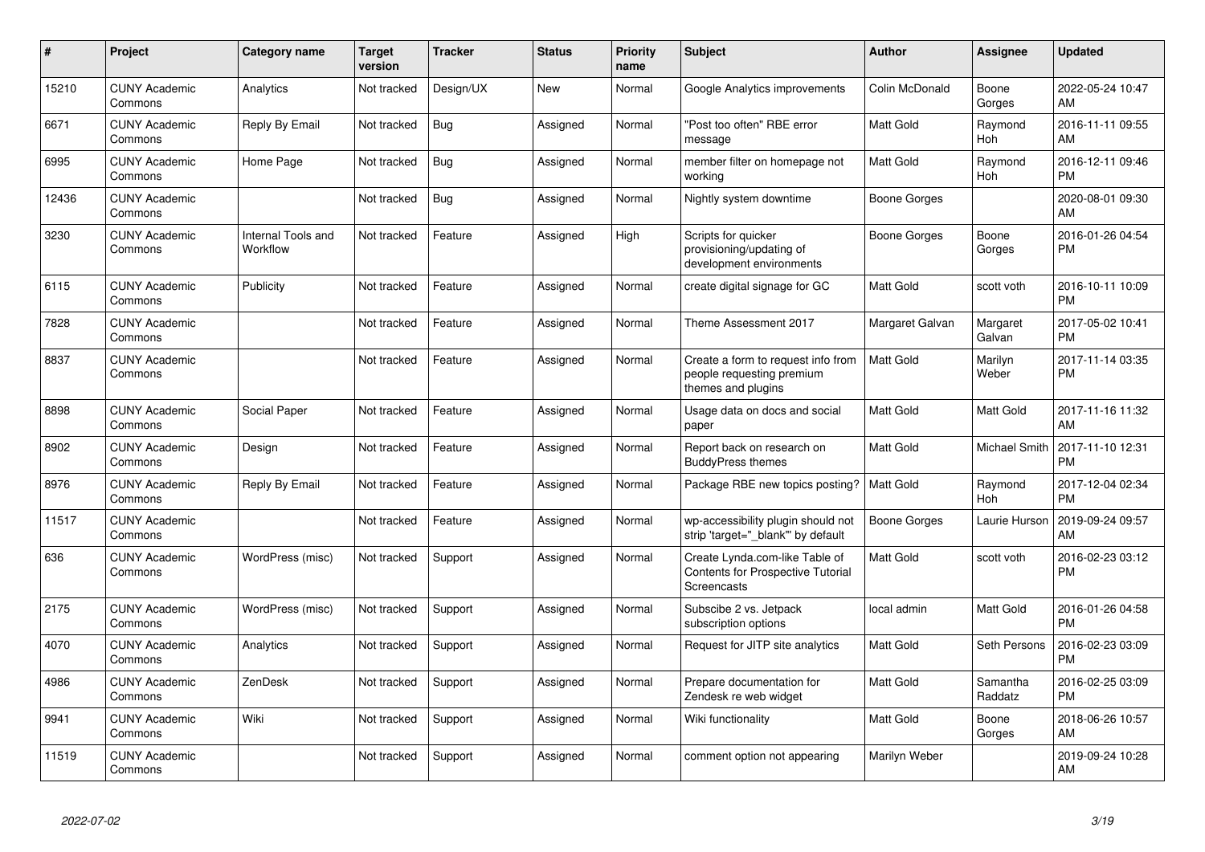| # | Project | Category name | Target version | Tracker | Status | Priority name | Subject | Author | Assignee | Updated |
|---|---|---|---|---|---|---|---|---|---|---|
| 15210 | CUNY Academic Commons | Analytics | Not tracked | Design/UX | New | Normal | Google Analytics improvements | Colin McDonald | Boone Gorges | 2022-05-24 10:47 AM |
| 6671 | CUNY Academic Commons | Reply By Email | Not tracked | Bug | Assigned | Normal | "Post too often" RBE error message | Matt Gold | Raymond Hoh | 2016-11-11 09:55 AM |
| 6995 | CUNY Academic Commons | Home Page | Not tracked | Bug | Assigned | Normal | member filter on homepage not working | Matt Gold | Raymond Hoh | 2016-12-11 09:46 PM |
| 12436 | CUNY Academic Commons | | Not tracked | Bug | Assigned | Normal | Nightly system downtime | Boone Gorges | | 2020-08-01 09:30 AM |
| 3230 | CUNY Academic Commons | Internal Tools and Workflow | Not tracked | Feature | Assigned | High | Scripts for quicker provisioning/updating of development environments | Boone Gorges | Boone Gorges | 2016-01-26 04:54 PM |
| 6115 | CUNY Academic Commons | Publicity | Not tracked | Feature | Assigned | Normal | create digital signage for GC | Matt Gold | scott voth | 2016-10-11 10:09 PM |
| 7828 | CUNY Academic Commons | | Not tracked | Feature | Assigned | Normal | Theme Assessment 2017 | Margaret Galvan | Margaret Galvan | 2017-05-02 10:41 PM |
| 8837 | CUNY Academic Commons | | Not tracked | Feature | Assigned | Normal | Create a form to request info from people requesting premium themes and plugins | Matt Gold | Marilyn Weber | 2017-11-14 03:35 PM |
| 8898 | CUNY Academic Commons | Social Paper | Not tracked | Feature | Assigned | Normal | Usage data on docs and social paper | Matt Gold | Matt Gold | 2017-11-16 11:32 AM |
| 8902 | CUNY Academic Commons | Design | Not tracked | Feature | Assigned | Normal | Report back on research on BuddyPress themes | Matt Gold | Michael Smith | 2017-11-10 12:31 PM |
| 8976 | CUNY Academic Commons | Reply By Email | Not tracked | Feature | Assigned | Normal | Package RBE new topics posting? | Matt Gold | Raymond Hoh | 2017-12-04 02:34 PM |
| 11517 | CUNY Academic Commons | | Not tracked | Feature | Assigned | Normal | wp-accessibility plugin should not strip 'target="_blank"' by default | Boone Gorges | Laurie Hurson | 2019-09-24 09:57 AM |
| 636 | CUNY Academic Commons | WordPress (misc) | Not tracked | Support | Assigned | Normal | Create Lynda.com-like Table of Contents for Prospective Tutorial Screencasts | Matt Gold | scott voth | 2016-02-23 03:12 PM |
| 2175 | CUNY Academic Commons | WordPress (misc) | Not tracked | Support | Assigned | Normal | Subscibe 2 vs. Jetpack subscription options | local admin | Matt Gold | 2016-01-26 04:58 PM |
| 4070 | CUNY Academic Commons | Analytics | Not tracked | Support | Assigned | Normal | Request for JITP site analytics | Matt Gold | Seth Persons | 2016-02-23 03:09 PM |
| 4986 | CUNY Academic Commons | ZenDesk | Not tracked | Support | Assigned | Normal | Prepare documentation for Zendesk re web widget | Matt Gold | Samantha Raddatz | 2016-02-25 03:09 PM |
| 9941 | CUNY Academic Commons | Wiki | Not tracked | Support | Assigned | Normal | Wiki functionality | Matt Gold | Boone Gorges | 2018-06-26 10:57 AM |
| 11519 | CUNY Academic Commons | | Not tracked | Support | Assigned | Normal | comment option not appearing | Marilyn Weber | | 2019-09-24 10:28 AM |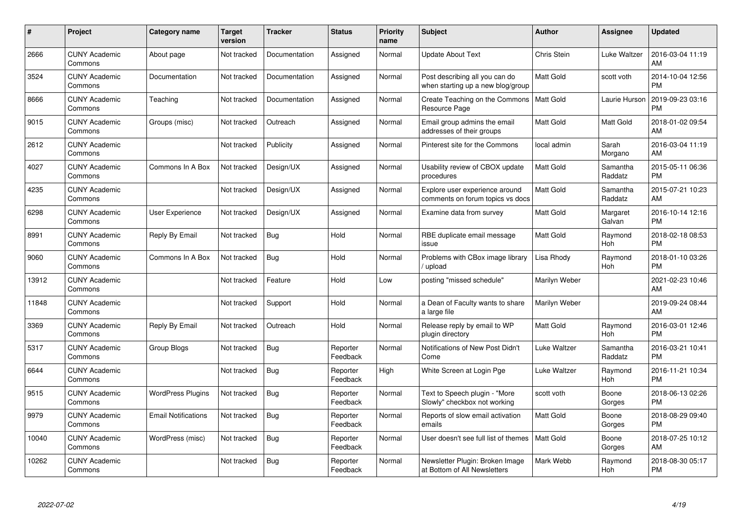| # | Project | Category name | Target version | Tracker | Status | Priority name | Subject | Author | Assignee | Updated |
|---|---|---|---|---|---|---|---|---|---|---|
| 2666 | CUNY Academic Commons | About page | Not tracked | Documentation | Assigned | Normal | Update About Text | Chris Stein | Luke Waltzer | 2016-03-04 11:19 AM |
| 3524 | CUNY Academic Commons | Documentation | Not tracked | Documentation | Assigned | Normal | Post describing all you can do when starting up a new blog/group | Matt Gold | scott voth | 2014-10-04 12:56 PM |
| 8666 | CUNY Academic Commons | Teaching | Not tracked | Documentation | Assigned | Normal | Create Teaching on the Commons Resource Page | Matt Gold | Laurie Hurson | 2019-09-23 03:16 PM |
| 9015 | CUNY Academic Commons | Groups (misc) | Not tracked | Outreach | Assigned | Normal | Email group admins the email addresses of their groups | Matt Gold | Matt Gold | 2018-01-02 09:54 AM |
| 2612 | CUNY Academic Commons | | Not tracked | Publicity | Assigned | Normal | Pinterest site for the Commons | local admin | Sarah Morgano | 2016-03-04 11:19 AM |
| 4027 | CUNY Academic Commons | Commons In A Box | Not tracked | Design/UX | Assigned | Normal | Usability review of CBOX update procedures | Matt Gold | Samantha Raddatz | 2015-05-11 06:36 PM |
| 4235 | CUNY Academic Commons | | Not tracked | Design/UX | Assigned | Normal | Explore user experience around comments on forum topics vs docs | Matt Gold | Samantha Raddatz | 2015-07-21 10:23 AM |
| 6298 | CUNY Academic Commons | User Experience | Not tracked | Design/UX | Assigned | Normal | Examine data from survey | Matt Gold | Margaret Galvan | 2016-10-14 12:16 PM |
| 8991 | CUNY Academic Commons | Reply By Email | Not tracked | Bug | Hold | Normal | RBE duplicate email message issue | Matt Gold | Raymond Hoh | 2018-02-18 08:53 PM |
| 9060 | CUNY Academic Commons | Commons In A Box | Not tracked | Bug | Hold | Normal | Problems with CBox image library / upload | Lisa Rhody | Raymond Hoh | 2018-01-10 03:26 PM |
| 13912 | CUNY Academic Commons | | Not tracked | Feature | Hold | Low | posting "missed schedule" | Marilyn Weber | | 2021-02-23 10:46 AM |
| 11848 | CUNY Academic Commons | | Not tracked | Support | Hold | Normal | a Dean of Faculty wants to share a large file | Marilyn Weber | | 2019-09-24 08:44 AM |
| 3369 | CUNY Academic Commons | Reply By Email | Not tracked | Outreach | Hold | Normal | Release reply by email to WP plugin directory | Matt Gold | Raymond Hoh | 2016-03-01 12:46 PM |
| 5317 | CUNY Academic Commons | Group Blogs | Not tracked | Bug | Reporter Feedback | Normal | Notifications of New Post Didn't Come | Luke Waltzer | Samantha Raddatz | 2016-03-21 10:41 PM |
| 6644 | CUNY Academic Commons | | Not tracked | Bug | Reporter Feedback | High | White Screen at Login Pge | Luke Waltzer | Raymond Hoh | 2016-11-21 10:34 PM |
| 9515 | CUNY Academic Commons | WordPress Plugins | Not tracked | Bug | Reporter Feedback | Normal | Text to Speech plugin - "More Slowly" checkbox not working | scott voth | Boone Gorges | 2018-06-13 02:26 PM |
| 9979 | CUNY Academic Commons | Email Notifications | Not tracked | Bug | Reporter Feedback | Normal | Reports of slow email activation emails | Matt Gold | Boone Gorges | 2018-08-29 09:40 PM |
| 10040 | CUNY Academic Commons | WordPress (misc) | Not tracked | Bug | Reporter Feedback | Normal | User doesn't see full list of themes | Matt Gold | Boone Gorges | 2018-07-25 10:12 AM |
| 10262 | CUNY Academic Commons | | Not tracked | Bug | Reporter Feedback | Normal | Newsletter Plugin: Broken Image at Bottom of All Newsletters | Mark Webb | Raymond Hoh | 2018-08-30 05:17 PM |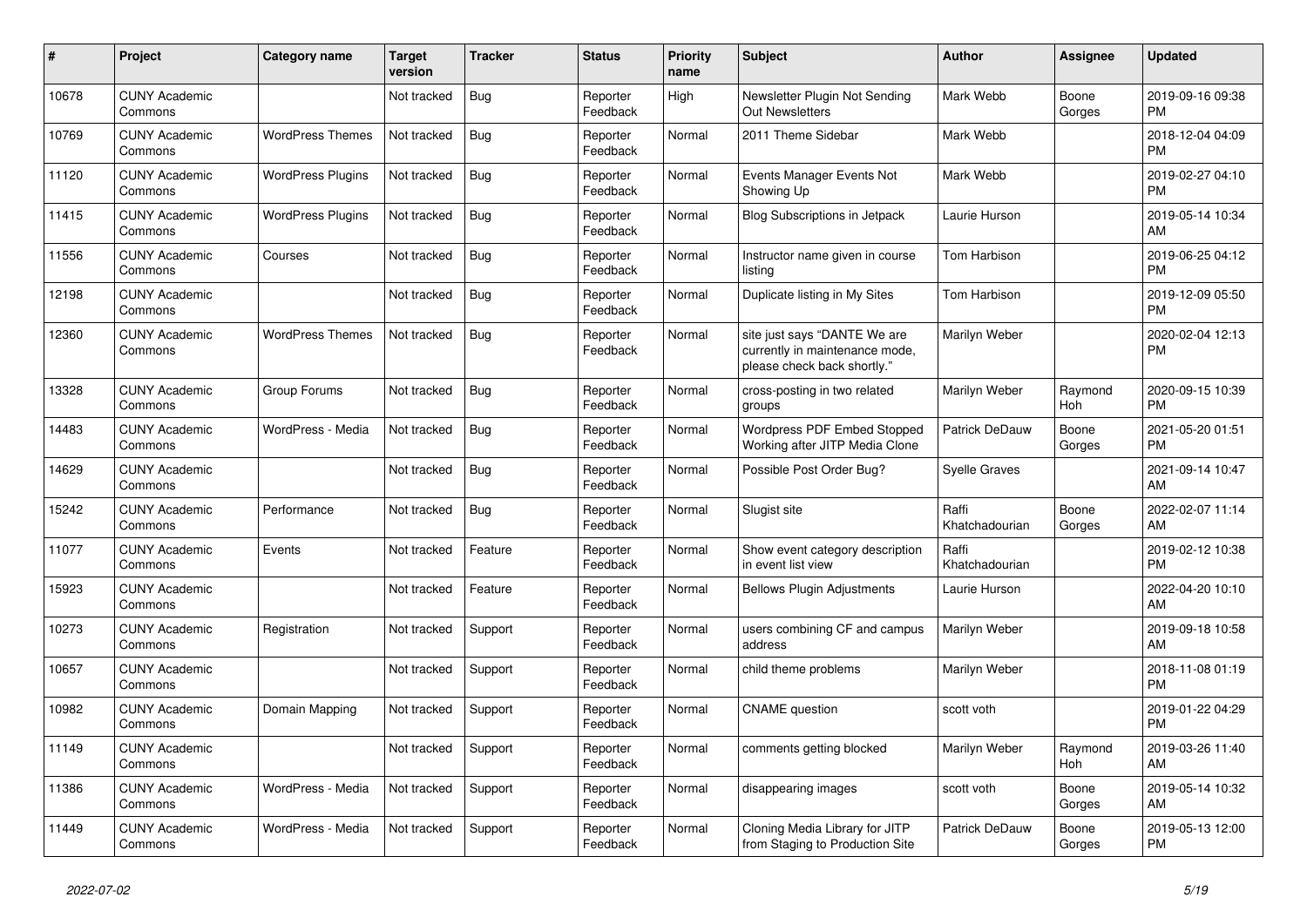| # | Project | Category name | Target version | Tracker | Status | Priority name | Subject | Author | Assignee | Updated |
|---|---|---|---|---|---|---|---|---|---|---|
| 10678 | CUNY Academic Commons | | Not tracked | Bug | Reporter Feedback | High | Newsletter Plugin Not Sending Out Newsletters | Mark Webb | Boone Gorges | 2019-09-16 09:38 PM |
| 10769 | CUNY Academic Commons | WordPress Themes | Not tracked | Bug | Reporter Feedback | Normal | 2011 Theme Sidebar | Mark Webb | | 2018-12-04 04:09 PM |
| 11120 | CUNY Academic Commons | WordPress Plugins | Not tracked | Bug | Reporter Feedback | Normal | Events Manager Events Not Showing Up | Mark Webb | | 2019-02-27 04:10 PM |
| 11415 | CUNY Academic Commons | WordPress Plugins | Not tracked | Bug | Reporter Feedback | Normal | Blog Subscriptions in Jetpack | Laurie Hurson | | 2019-05-14 10:34 AM |
| 11556 | CUNY Academic Commons | Courses | Not tracked | Bug | Reporter Feedback | Normal | Instructor name given in course listing | Tom Harbison | | 2019-06-25 04:12 PM |
| 12198 | CUNY Academic Commons | | Not tracked | Bug | Reporter Feedback | Normal | Duplicate listing in My Sites | Tom Harbison | | 2019-12-09 05:50 PM |
| 12360 | CUNY Academic Commons | WordPress Themes | Not tracked | Bug | Reporter Feedback | Normal | site just says "DANTE We are currently in maintenance mode, please check back shortly." | Marilyn Weber | | 2020-02-04 12:13 PM |
| 13328 | CUNY Academic Commons | Group Forums | Not tracked | Bug | Reporter Feedback | Normal | cross-posting in two related groups | Marilyn Weber | Raymond Hoh | 2020-09-15 10:39 PM |
| 14483 | CUNY Academic Commons | WordPress - Media | Not tracked | Bug | Reporter Feedback | Normal | Wordpress PDF Embed Stopped Working after JITP Media Clone | Patrick DeDauw | Boone Gorges | 2021-05-20 01:51 PM |
| 14629 | CUNY Academic Commons | | Not tracked | Bug | Reporter Feedback | Normal | Possible Post Order Bug? | Syelle Graves | | 2021-09-14 10:47 AM |
| 15242 | CUNY Academic Commons | Performance | Not tracked | Bug | Reporter Feedback | Normal | Slugist site | Raffi Khatchadourian | Boone Gorges | 2022-02-07 11:14 AM |
| 11077 | CUNY Academic Commons | Events | Not tracked | Feature | Reporter Feedback | Normal | Show event category description in event list view | Raffi Khatchadourian | | 2019-02-12 10:38 PM |
| 15923 | CUNY Academic Commons | | Not tracked | Feature | Reporter Feedback | Normal | Bellows Plugin Adjustments | Laurie Hurson | | 2022-04-20 10:10 AM |
| 10273 | CUNY Academic Commons | Registration | Not tracked | Support | Reporter Feedback | Normal | users combining CF and campus address | Marilyn Weber | | 2019-09-18 10:58 AM |
| 10657 | CUNY Academic Commons | | Not tracked | Support | Reporter Feedback | Normal | child theme problems | Marilyn Weber | | 2018-11-08 01:19 PM |
| 10982 | CUNY Academic Commons | Domain Mapping | Not tracked | Support | Reporter Feedback | Normal | CNAME question | scott voth | | 2019-01-22 04:29 PM |
| 11149 | CUNY Academic Commons | | Not tracked | Support | Reporter Feedback | Normal | comments getting blocked | Marilyn Weber | Raymond Hoh | 2019-03-26 11:40 AM |
| 11386 | CUNY Academic Commons | WordPress - Media | Not tracked | Support | Reporter Feedback | Normal | disappearing images | scott voth | Boone Gorges | 2019-05-14 10:32 AM |
| 11449 | CUNY Academic Commons | WordPress - Media | Not tracked | Support | Reporter Feedback | Normal | Cloning Media Library for JITP from Staging to Production Site | Patrick DeDauw | Boone Gorges | 2019-05-13 12:00 PM |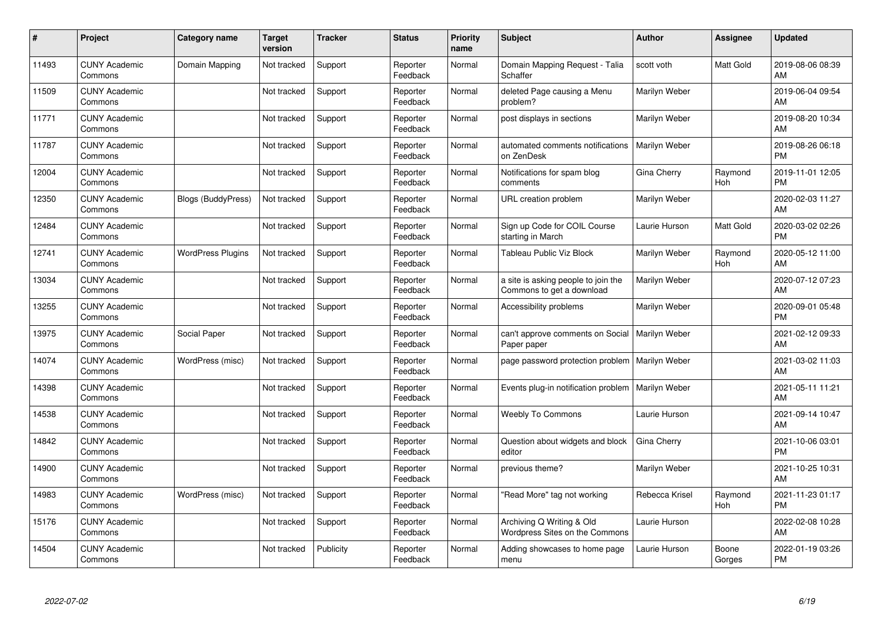| # | Project | Category name | Target version | Tracker | Status | Priority name | Subject | Author | Assignee | Updated |
|---|---|---|---|---|---|---|---|---|---|---|
| 11493 | CUNY Academic Commons | Domain Mapping | Not tracked | Support | Reporter Feedback | Normal | Domain Mapping Request - Talia Schaffer | scott voth | Matt Gold | 2019-08-06 08:39 AM |
| 11509 | CUNY Academic Commons | | Not tracked | Support | Reporter Feedback | Normal | deleted Page causing a Menu problem? | Marilyn Weber | | 2019-06-04 09:54 AM |
| 11771 | CUNY Academic Commons | | Not tracked | Support | Reporter Feedback | Normal | post displays in sections | Marilyn Weber | | 2019-08-20 10:34 AM |
| 11787 | CUNY Academic Commons | | Not tracked | Support | Reporter Feedback | Normal | automated comments notifications on ZenDesk | Marilyn Weber | | 2019-08-26 06:18 PM |
| 12004 | CUNY Academic Commons | | Not tracked | Support | Reporter Feedback | Normal | Notifications for spam blog comments | Gina Cherry | Raymond Hoh | 2019-11-01 12:05 PM |
| 12350 | CUNY Academic Commons | Blogs (BuddyPress) | Not tracked | Support | Reporter Feedback | Normal | URL creation problem | Marilyn Weber | | 2020-02-03 11:27 AM |
| 12484 | CUNY Academic Commons | | Not tracked | Support | Reporter Feedback | Normal | Sign up Code for COIL Course starting in March | Laurie Hurson | Matt Gold | 2020-03-02 02:26 PM |
| 12741 | CUNY Academic Commons | WordPress Plugins | Not tracked | Support | Reporter Feedback | Normal | Tableau Public Viz Block | Marilyn Weber | Raymond Hoh | 2020-05-12 11:00 AM |
| 13034 | CUNY Academic Commons | | Not tracked | Support | Reporter Feedback | Normal | a site is asking people to join the Commons to get a download | Marilyn Weber | | 2020-07-12 07:23 AM |
| 13255 | CUNY Academic Commons | | Not tracked | Support | Reporter Feedback | Normal | Accessibility problems | Marilyn Weber | | 2020-09-01 05:48 PM |
| 13975 | CUNY Academic Commons | Social Paper | Not tracked | Support | Reporter Feedback | Normal | can't approve comments on Social Paper paper | Marilyn Weber | | 2021-02-12 09:33 AM |
| 14074 | CUNY Academic Commons | WordPress (misc) | Not tracked | Support | Reporter Feedback | Normal | page password protection problem | Marilyn Weber | | 2021-03-02 11:03 AM |
| 14398 | CUNY Academic Commons | | Not tracked | Support | Reporter Feedback | Normal | Events plug-in notification problem | Marilyn Weber | | 2021-05-11 11:21 AM |
| 14538 | CUNY Academic Commons | | Not tracked | Support | Reporter Feedback | Normal | Weebly To Commons | Laurie Hurson | | 2021-09-14 10:47 AM |
| 14842 | CUNY Academic Commons | | Not tracked | Support | Reporter Feedback | Normal | Question about widgets and block editor | Gina Cherry | | 2021-10-06 03:01 PM |
| 14900 | CUNY Academic Commons | | Not tracked | Support | Reporter Feedback | Normal | previous theme? | Marilyn Weber | | 2021-10-25 10:31 AM |
| 14983 | CUNY Academic Commons | WordPress (misc) | Not tracked | Support | Reporter Feedback | Normal | "Read More" tag not working | Rebecca Krisel | Raymond Hoh | 2021-11-23 01:17 PM |
| 15176 | CUNY Academic Commons | | Not tracked | Support | Reporter Feedback | Normal | Archiving Q Writing & Old Wordpress Sites on the Commons | Laurie Hurson | | 2022-02-08 10:28 AM |
| 14504 | CUNY Academic Commons | | Not tracked | Publicity | Reporter Feedback | Normal | Adding showcases to home page menu | Laurie Hurson | Boone Gorges | 2022-01-19 03:26 PM |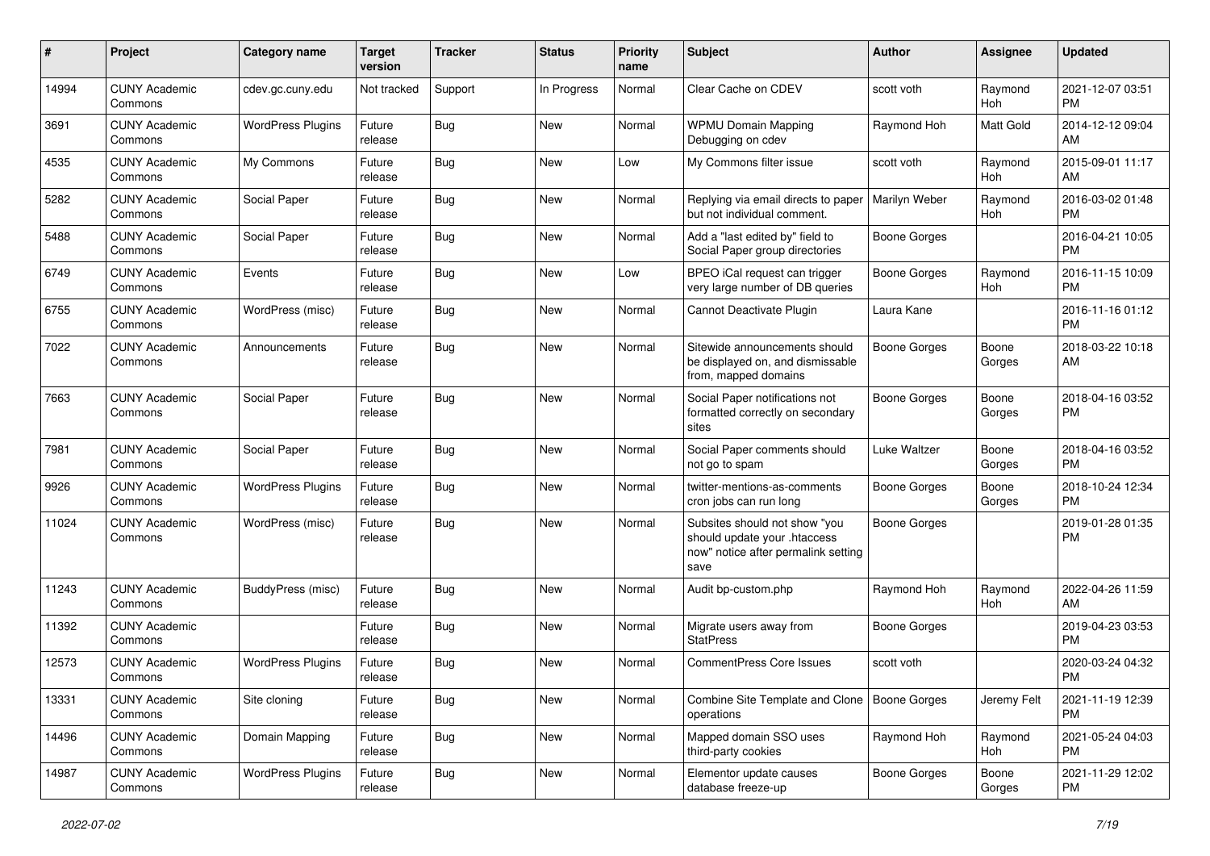| # | Project | Category name | Target version | Tracker | Status | Priority name | Subject | Author | Assignee | Updated |
|---|---|---|---|---|---|---|---|---|---|---|
| 14994 | CUNY Academic Commons | cdev.gc.cuny.edu | Not tracked | Support | In Progress | Normal | Clear Cache on CDEV | scott voth | Raymond Hoh | 2021-12-07 03:51 PM |
| 3691 | CUNY Academic Commons | WordPress Plugins | Future release | Bug | New | Normal | WPMU Domain Mapping Debugging on cdev | Raymond Hoh | Matt Gold | 2014-12-12 09:04 AM |
| 4535 | CUNY Academic Commons | My Commons | Future release | Bug | New | Low | My Commons filter issue | scott voth | Raymond Hoh | 2015-09-01 11:17 AM |
| 5282 | CUNY Academic Commons | Social Paper | Future release | Bug | New | Normal | Replying via email directs to paper but not individual comment. | Marilyn Weber | Raymond Hoh | 2016-03-02 01:48 PM |
| 5488 | CUNY Academic Commons | Social Paper | Future release | Bug | New | Normal | Add a "last edited by" field to Social Paper group directories | Boone Gorges | | 2016-04-21 10:05 PM |
| 6749 | CUNY Academic Commons | Events | Future release | Bug | New | Low | BPEO iCal request can trigger very large number of DB queries | Boone Gorges | Raymond Hoh | 2016-11-15 10:09 PM |
| 6755 | CUNY Academic Commons | WordPress (misc) | Future release | Bug | New | Normal | Cannot Deactivate Plugin | Laura Kane | | 2016-11-16 01:12 PM |
| 7022 | CUNY Academic Commons | Announcements | Future release | Bug | New | Normal | Sitewide announcements should be displayed on, and dismissable from, mapped domains | Boone Gorges | Boone Gorges | 2018-03-22 10:18 AM |
| 7663 | CUNY Academic Commons | Social Paper | Future release | Bug | New | Normal | Social Paper notifications not formatted correctly on secondary sites | Boone Gorges | Boone Gorges | 2018-04-16 03:52 PM |
| 7981 | CUNY Academic Commons | Social Paper | Future release | Bug | New | Normal | Social Paper comments should not go to spam | Luke Waltzer | Boone Gorges | 2018-04-16 03:52 PM |
| 9926 | CUNY Academic Commons | WordPress Plugins | Future release | Bug | New | Normal | twitter-mentions-as-comments cron jobs can run long | Boone Gorges | Boone Gorges | 2018-10-24 12:34 PM |
| 11024 | CUNY Academic Commons | WordPress (misc) | Future release | Bug | New | Normal | Subsites should not show "you should update your .htaccess now" notice after permalink setting save | Boone Gorges | | 2019-01-28 01:35 PM |
| 11243 | CUNY Academic Commons | BuddyPress (misc) | Future release | Bug | New | Normal | Audit bp-custom.php | Raymond Hoh | Raymond Hoh | 2022-04-26 11:59 AM |
| 11392 | CUNY Academic Commons | | Future release | Bug | New | Normal | Migrate users away from StatPress | Boone Gorges | | 2019-04-23 03:53 PM |
| 12573 | CUNY Academic Commons | WordPress Plugins | Future release | Bug | New | Normal | CommentPress Core Issues | scott voth | | 2020-03-24 04:32 PM |
| 13331 | CUNY Academic Commons | Site cloning | Future release | Bug | New | Normal | Combine Site Template and Clone operations | Boone Gorges | Jeremy Felt | 2021-11-19 12:39 PM |
| 14496 | CUNY Academic Commons | Domain Mapping | Future release | Bug | New | Normal | Mapped domain SSO uses third-party cookies | Raymond Hoh | Raymond Hoh | 2021-05-24 04:03 PM |
| 14987 | CUNY Academic Commons | WordPress Plugins | Future release | Bug | New | Normal | Elementor update causes database freeze-up | Boone Gorges | Boone Gorges | 2021-11-29 12:02 PM |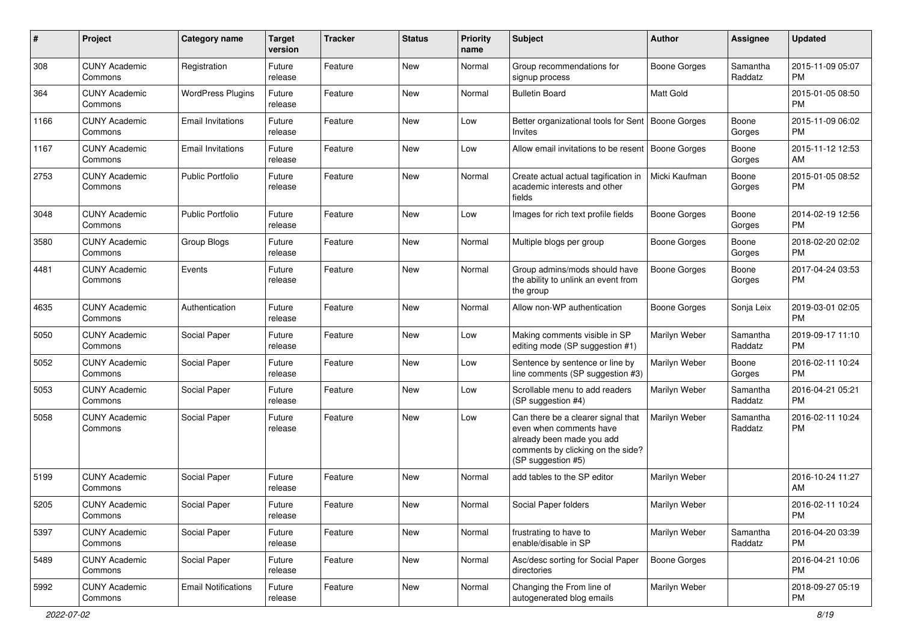| # | Project | Category name | Target version | Tracker | Status | Priority name | Subject | Author | Assignee | Updated |
|---|---|---|---|---|---|---|---|---|---|---|
| 308 | CUNY Academic Commons | Registration | Future release | Feature | New | Normal | Group recommendations for signup process | Boone Gorges | Samantha Raddatz | 2015-11-09 05:07 PM |
| 364 | CUNY Academic Commons | WordPress Plugins | Future release | Feature | New | Normal | Bulletin Board | Matt Gold | | 2015-01-05 08:50 PM |
| 1166 | CUNY Academic Commons | Email Invitations | Future release | Feature | New | Low | Better organizational tools for Sent Invites | Boone Gorges | Boone Gorges | 2015-11-09 06:02 PM |
| 1167 | CUNY Academic Commons | Email Invitations | Future release | Feature | New | Low | Allow email invitations to be resent | Boone Gorges | Boone Gorges | 2015-11-12 12:53 AM |
| 2753 | CUNY Academic Commons | Public Portfolio | Future release | Feature | New | Normal | Create actual actual tagification in academic interests and other fields | Micki Kaufman | Boone Gorges | 2015-01-05 08:52 PM |
| 3048 | CUNY Academic Commons | Public Portfolio | Future release | Feature | New | Low | Images for rich text profile fields | Boone Gorges | Boone Gorges | 2014-02-19 12:56 PM |
| 3580 | CUNY Academic Commons | Group Blogs | Future release | Feature | New | Normal | Multiple blogs per group | Boone Gorges | Boone Gorges | 2018-02-20 02:02 PM |
| 4481 | CUNY Academic Commons | Events | Future release | Feature | New | Normal | Group admins/mods should have the ability to unlink an event from the group | Boone Gorges | Boone Gorges | 2017-04-24 03:53 PM |
| 4635 | CUNY Academic Commons | Authentication | Future release | Feature | New | Normal | Allow non-WP authentication | Boone Gorges | Sonja Leix | 2019-03-01 02:05 PM |
| 5050 | CUNY Academic Commons | Social Paper | Future release | Feature | New | Low | Making comments visible in SP editing mode (SP suggestion #1) | Marilyn Weber | Samantha Raddatz | 2019-09-17 11:10 PM |
| 5052 | CUNY Academic Commons | Social Paper | Future release | Feature | New | Low | Sentence by sentence or line by line comments (SP suggestion #3) | Marilyn Weber | Boone Gorges | 2016-02-11 10:24 PM |
| 5053 | CUNY Academic Commons | Social Paper | Future release | Feature | New | Low | Scrollable menu to add readers (SP suggestion #4) | Marilyn Weber | Samantha Raddatz | 2016-04-21 05:21 PM |
| 5058 | CUNY Academic Commons | Social Paper | Future release | Feature | New | Low | Can there be a clearer signal that even when comments have already been made you add comments by clicking on the side? (SP suggestion #5) | Marilyn Weber | Samantha Raddatz | 2016-02-11 10:24 PM |
| 5199 | CUNY Academic Commons | Social Paper | Future release | Feature | New | Normal | add tables to the SP editor | Marilyn Weber | | 2016-10-24 11:27 AM |
| 5205 | CUNY Academic Commons | Social Paper | Future release | Feature | New | Normal | Social Paper folders | Marilyn Weber | | 2016-02-11 10:24 PM |
| 5397 | CUNY Academic Commons | Social Paper | Future release | Feature | New | Normal | frustrating to have to enable/disable in SP | Marilyn Weber | Samantha Raddatz | 2016-04-20 03:39 PM |
| 5489 | CUNY Academic Commons | Social Paper | Future release | Feature | New | Normal | Asc/desc sorting for Social Paper directories | Boone Gorges | | 2016-04-21 10:06 PM |
| 5992 | CUNY Academic Commons | Email Notifications | Future release | Feature | New | Normal | Changing the From line of autogenerated blog emails | Marilyn Weber | | 2018-09-27 05:19 PM |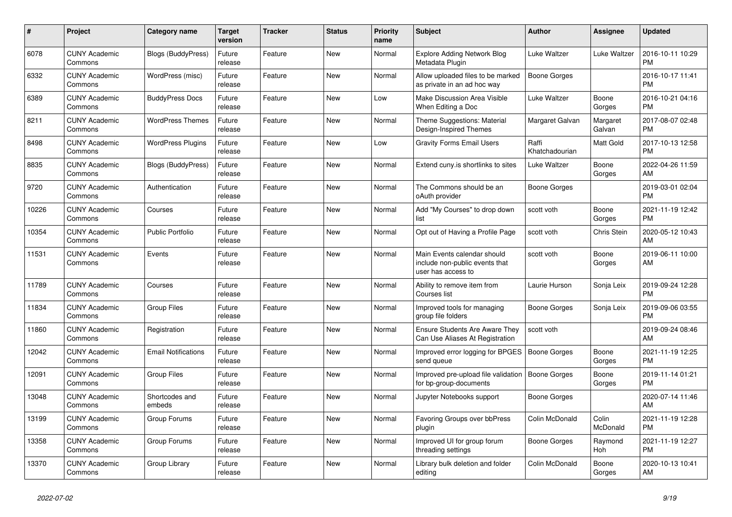| # | Project | Category name | Target version | Tracker | Status | Priority name | Subject | Author | Assignee | Updated |
|---|---|---|---|---|---|---|---|---|---|---|
| 6078 | CUNY Academic Commons | Blogs (BuddyPress) | Future release | Feature | New | Normal | Explore Adding Network Blog Metadata Plugin | Luke Waltzer | Luke Waltzer | 2016-10-11 10:29 PM |
| 6332 | CUNY Academic Commons | WordPress (misc) | Future release | Feature | New | Normal | Allow uploaded files to be marked as private in an ad hoc way | Boone Gorges | | 2016-10-17 11:41 PM |
| 6389 | CUNY Academic Commons | BuddyPress Docs | Future release | Feature | New | Low | Make Discussion Area Visible When Editing a Doc | Luke Waltzer | Boone Gorges | 2016-10-21 04:16 PM |
| 8211 | CUNY Academic Commons | WordPress Themes | Future release | Feature | New | Normal | Theme Suggestions: Material Design-Inspired Themes | Margaret Galvan | Margaret Galvan | 2017-08-07 02:48 PM |
| 8498 | CUNY Academic Commons | WordPress Plugins | Future release | Feature | New | Low | Gravity Forms Email Users | Raffi Khatchadourian | Matt Gold | 2017-10-13 12:58 PM |
| 8835 | CUNY Academic Commons | Blogs (BuddyPress) | Future release | Feature | New | Normal | Extend cuny.is shortlinks to sites | Luke Waltzer | Boone Gorges | 2022-04-26 11:59 AM |
| 9720 | CUNY Academic Commons | Authentication | Future release | Feature | New | Normal | The Commons should be an oAuth provider | Boone Gorges | | 2019-03-01 02:04 PM |
| 10226 | CUNY Academic Commons | Courses | Future release | Feature | New | Normal | Add "My Courses" to drop down list | scott voth | Boone Gorges | 2021-11-19 12:42 PM |
| 10354 | CUNY Academic Commons | Public Portfolio | Future release | Feature | New | Normal | Opt out of Having a Profile Page | scott voth | Chris Stein | 2020-05-12 10:43 AM |
| 11531 | CUNY Academic Commons | Events | Future release | Feature | New | Normal | Main Events calendar should include non-public events that user has access to | scott voth | Boone Gorges | 2019-06-11 10:00 AM |
| 11789 | CUNY Academic Commons | Courses | Future release | Feature | New | Normal | Ability to remove item from Courses list | Laurie Hurson | Sonja Leix | 2019-09-24 12:28 PM |
| 11834 | CUNY Academic Commons | Group Files | Future release | Feature | New | Normal | Improved tools for managing group file folders | Boone Gorges | Sonja Leix | 2019-09-06 03:55 PM |
| 11860 | CUNY Academic Commons | Registration | Future release | Feature | New | Normal | Ensure Students Are Aware They Can Use Aliases At Registration | scott voth | | 2019-09-24 08:46 AM |
| 12042 | CUNY Academic Commons | Email Notifications | Future release | Feature | New | Normal | Improved error logging for BPGES send queue | Boone Gorges | Boone Gorges | 2021-11-19 12:25 PM |
| 12091 | CUNY Academic Commons | Group Files | Future release | Feature | New | Normal | Improved pre-upload file validation for bp-group-documents | Boone Gorges | Boone Gorges | 2019-11-14 01:21 PM |
| 13048 | CUNY Academic Commons | Shortcodes and embeds | Future release | Feature | New | Normal | Jupyter Notebooks support | Boone Gorges | | 2020-07-14 11:46 AM |
| 13199 | CUNY Academic Commons | Group Forums | Future release | Feature | New | Normal | Favoring Groups over bbPress plugin | Colin McDonald | Colin McDonald | 2021-11-19 12:28 PM |
| 13358 | CUNY Academic Commons | Group Forums | Future release | Feature | New | Normal | Improved UI for group forum threading settings | Boone Gorges | Raymond Hoh | 2021-11-19 12:27 PM |
| 13370 | CUNY Academic Commons | Group Library | Future release | Feature | New | Normal | Library bulk deletion and folder editing | Colin McDonald | Boone Gorges | 2020-10-13 10:41 AM |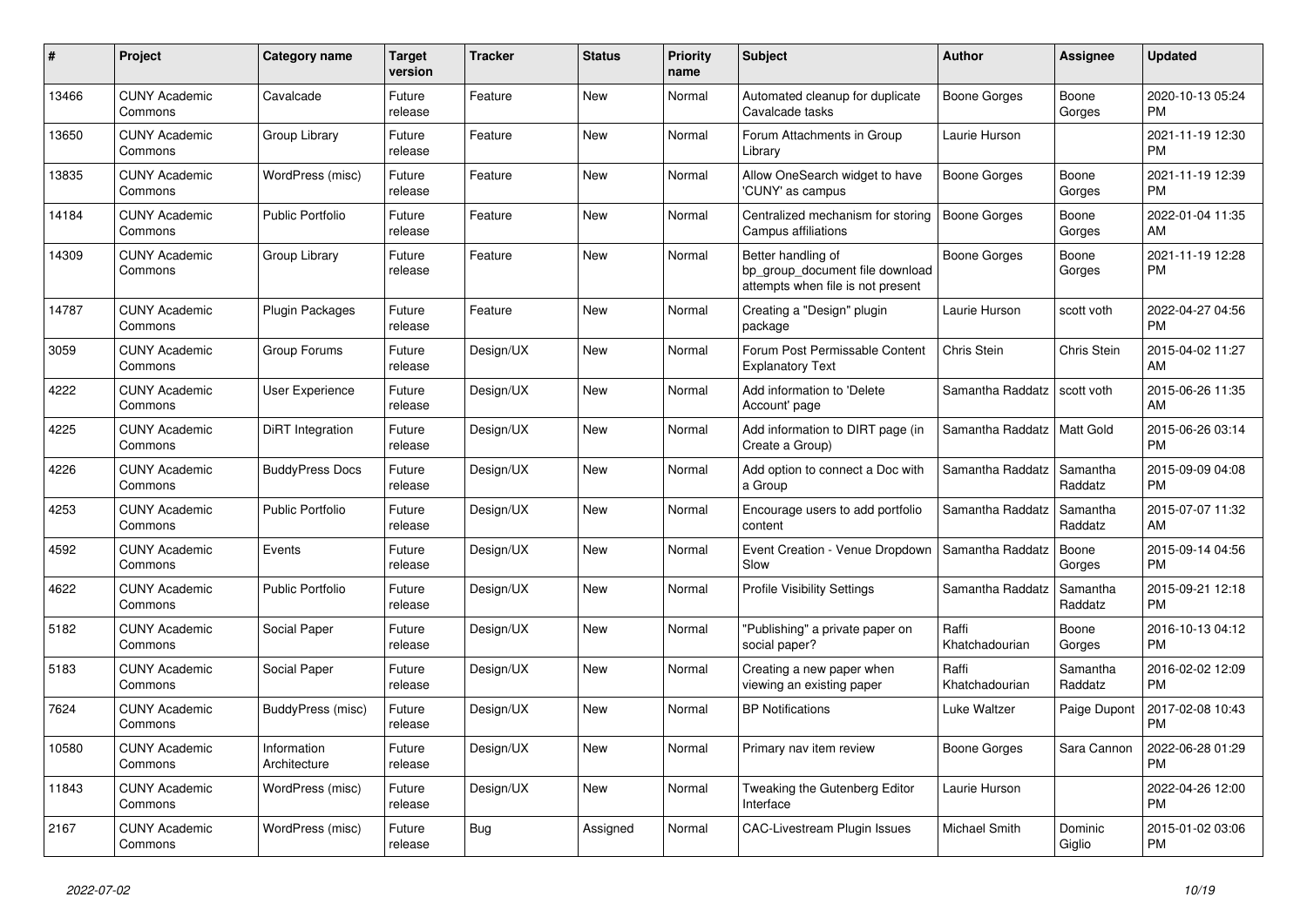| # | Project | Category name | Target version | Tracker | Status | Priority name | Subject | Author | Assignee | Updated |
|---|---|---|---|---|---|---|---|---|---|---|
| 13466 | CUNY Academic Commons | Cavalcade | Future release | Feature | New | Normal | Automated cleanup for duplicate Cavalcade tasks | Boone Gorges | Boone Gorges | 2020-10-13 05:24 PM |
| 13650 | CUNY Academic Commons | Group Library | Future release | Feature | New | Normal | Forum Attachments in Group Library | Laurie Hurson | | 2021-11-19 12:30 PM |
| 13835 | CUNY Academic Commons | WordPress (misc) | Future release | Feature | New | Normal | Allow OneSearch widget to have 'CUNY' as campus | Boone Gorges | Boone Gorges | 2021-11-19 12:39 PM |
| 14184 | CUNY Academic Commons | Public Portfolio | Future release | Feature | New | Normal | Centralized mechanism for storing Campus affiliations | Boone Gorges | Boone Gorges | 2022-01-04 11:35 AM |
| 14309 | CUNY Academic Commons | Group Library | Future release | Feature | New | Normal | Better handling of bp_group_document file download attempts when file is not present | Boone Gorges | Boone Gorges | 2021-11-19 12:28 PM |
| 14787 | CUNY Academic Commons | Plugin Packages | Future release | Feature | New | Normal | Creating a "Design" plugin package | Laurie Hurson | scott voth | 2022-04-27 04:56 PM |
| 3059 | CUNY Academic Commons | Group Forums | Future release | Design/UX | New | Normal | Forum Post Permissable Content Explanatory Text | Chris Stein | Chris Stein | 2015-04-02 11:27 AM |
| 4222 | CUNY Academic Commons | User Experience | Future release | Design/UX | New | Normal | Add information to 'Delete Account' page | Samantha Raddatz | scott voth | 2015-06-26 11:35 AM |
| 4225 | CUNY Academic Commons | DiRT Integration | Future release | Design/UX | New | Normal | Add information to DIRT page (in Create a Group) | Samantha Raddatz | Matt Gold | 2015-06-26 03:14 PM |
| 4226 | CUNY Academic Commons | BuddyPress Docs | Future release | Design/UX | New | Normal | Add option to connect a Doc with a Group | Samantha Raddatz | Samantha Raddatz | 2015-09-09 04:08 PM |
| 4253 | CUNY Academic Commons | Public Portfolio | Future release | Design/UX | New | Normal | Encourage users to add portfolio content | Samantha Raddatz | Samantha Raddatz | 2015-07-07 11:32 AM |
| 4592 | CUNY Academic Commons | Events | Future release | Design/UX | New | Normal | Event Creation - Venue Dropdown Slow | Samantha Raddatz | Boone Gorges | 2015-09-14 04:56 PM |
| 4622 | CUNY Academic Commons | Public Portfolio | Future release | Design/UX | New | Normal | Profile Visibility Settings | Samantha Raddatz | Samantha Raddatz | 2015-09-21 12:18 PM |
| 5182 | CUNY Academic Commons | Social Paper | Future release | Design/UX | New | Normal | "Publishing" a private paper on social paper? | Raffi Khatchadourian | Boone Gorges | 2016-10-13 04:12 PM |
| 5183 | CUNY Academic Commons | Social Paper | Future release | Design/UX | New | Normal | Creating a new paper when viewing an existing paper | Raffi Khatchadourian | Samantha Raddatz | 2016-02-02 12:09 PM |
| 7624 | CUNY Academic Commons | BuddyPress (misc) | Future release | Design/UX | New | Normal | BP Notifications | Luke Waltzer | Paige Dupont | 2017-02-08 10:43 PM |
| 10580 | CUNY Academic Commons | Information Architecture | Future release | Design/UX | New | Normal | Primary nav item review | Boone Gorges | Sara Cannon | 2022-06-28 01:29 PM |
| 11843 | CUNY Academic Commons | WordPress (misc) | Future release | Design/UX | New | Normal | Tweaking the Gutenberg Editor Interface | Laurie Hurson | | 2022-04-26 12:00 PM |
| 2167 | CUNY Academic Commons | WordPress (misc) | Future release | Bug | Assigned | Normal | CAC-Livestream Plugin Issues | Michael Smith | Dominic Giglio | 2015-01-02 03:06 PM |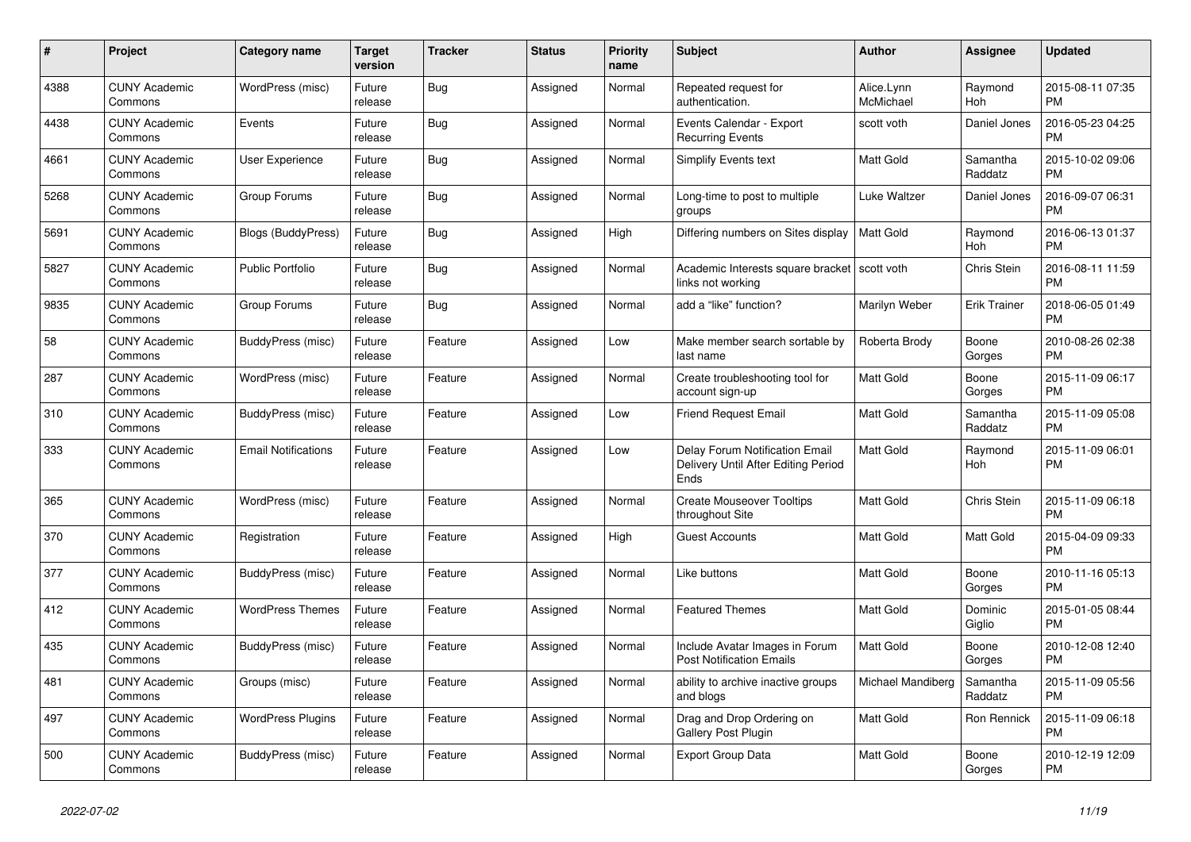| # | Project | Category name | Target version | Tracker | Status | Priority name | Subject | Author | Assignee | Updated |
|---|---|---|---|---|---|---|---|---|---|---|
| 4388 | CUNY Academic Commons | WordPress (misc) | Future release | Bug | Assigned | Normal | Repeated request for authentication. | Alice.Lynn McMichael | Raymond Hoh | 2015-08-11 07:35 PM |
| 4438 | CUNY Academic Commons | Events | Future release | Bug | Assigned | Normal | Events Calendar - Export Recurring Events | scott voth | Daniel Jones | 2016-05-23 04:25 PM |
| 4661 | CUNY Academic Commons | User Experience | Future release | Bug | Assigned | Normal | Simplify Events text | Matt Gold | Samantha Raddatz | 2015-10-02 09:06 PM |
| 5268 | CUNY Academic Commons | Group Forums | Future release | Bug | Assigned | Normal | Long-time to post to multiple groups | Luke Waltzer | Daniel Jones | 2016-09-07 06:31 PM |
| 5691 | CUNY Academic Commons | Blogs (BuddyPress) | Future release | Bug | Assigned | High | Differing numbers on Sites display | Matt Gold | Raymond Hoh | 2016-06-13 01:37 PM |
| 5827 | CUNY Academic Commons | Public Portfolio | Future release | Bug | Assigned | Normal | Academic Interests square bracket links not working | scott voth | Chris Stein | 2016-08-11 11:59 PM |
| 9835 | CUNY Academic Commons | Group Forums | Future release | Bug | Assigned | Normal | add a "like" function? | Marilyn Weber | Erik Trainer | 2018-06-05 01:49 PM |
| 58 | CUNY Academic Commons | BuddyPress (misc) | Future release | Feature | Assigned | Low | Make member search sortable by last name | Roberta Brody | Boone Gorges | 2010-08-26 02:38 PM |
| 287 | CUNY Academic Commons | WordPress (misc) | Future release | Feature | Assigned | Normal | Create troubleshooting tool for account sign-up | Matt Gold | Boone Gorges | 2015-11-09 06:17 PM |
| 310 | CUNY Academic Commons | BuddyPress (misc) | Future release | Feature | Assigned | Low | Friend Request Email | Matt Gold | Samantha Raddatz | 2015-11-09 05:08 PM |
| 333 | CUNY Academic Commons | Email Notifications | Future release | Feature | Assigned | Low | Delay Forum Notification Email Delivery Until After Editing Period Ends | Matt Gold | Raymond Hoh | 2015-11-09 06:01 PM |
| 365 | CUNY Academic Commons | WordPress (misc) | Future release | Feature | Assigned | Normal | Create Mouseover Tooltips throughout Site | Matt Gold | Chris Stein | 2015-11-09 06:18 PM |
| 370 | CUNY Academic Commons | Registration | Future release | Feature | Assigned | High | Guest Accounts | Matt Gold | Matt Gold | 2015-04-09 09:33 PM |
| 377 | CUNY Academic Commons | BuddyPress (misc) | Future release | Feature | Assigned | Normal | Like buttons | Matt Gold | Boone Gorges | 2010-11-16 05:13 PM |
| 412 | CUNY Academic Commons | WordPress Themes | Future release | Feature | Assigned | Normal | Featured Themes | Matt Gold | Dominic Giglio | 2015-01-05 08:44 PM |
| 435 | CUNY Academic Commons | BuddyPress (misc) | Future release | Feature | Assigned | Normal | Include Avatar Images in Forum Post Notification Emails | Matt Gold | Boone Gorges | 2010-12-08 12:40 PM |
| 481 | CUNY Academic Commons | Groups (misc) | Future release | Feature | Assigned | Normal | ability to archive inactive groups and blogs | Michael Mandiberg | Samantha Raddatz | 2015-11-09 05:56 PM |
| 497 | CUNY Academic Commons | WordPress Plugins | Future release | Feature | Assigned | Normal | Drag and Drop Ordering on Gallery Post Plugin | Matt Gold | Ron Rennick | 2015-11-09 06:18 PM |
| 500 | CUNY Academic Commons | BuddyPress (misc) | Future release | Feature | Assigned | Normal | Export Group Data | Matt Gold | Boone Gorges | 2010-12-19 12:09 PM |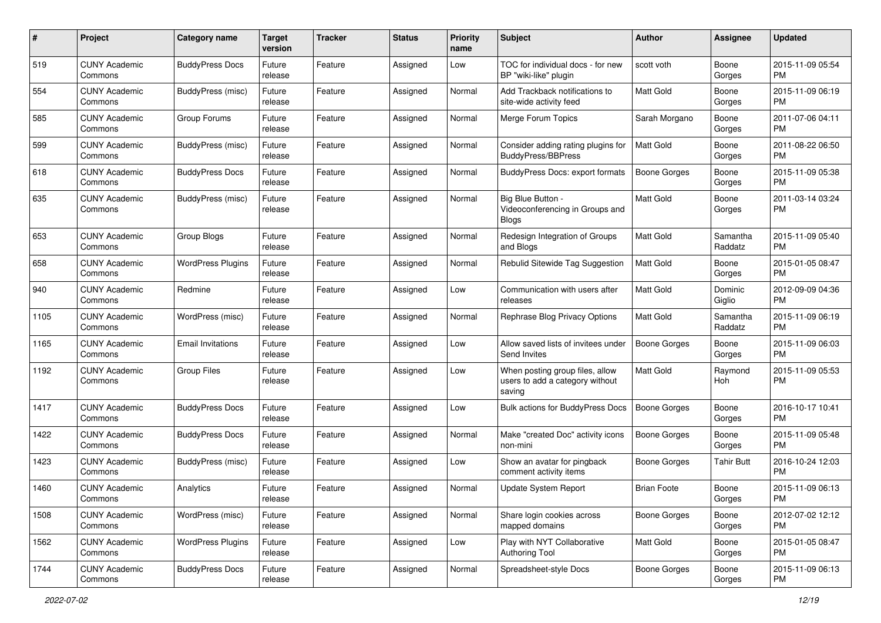| # | Project | Category name | Target version | Tracker | Status | Priority name | Subject | Author | Assignee | Updated |
|---|---|---|---|---|---|---|---|---|---|---|
| 519 | CUNY Academic Commons | BuddyPress Docs | Future release | Feature | Assigned | Low | TOC for individual docs - for new BP "wiki-like" plugin | scott voth | Boone Gorges | 2015-11-09 05:54 PM |
| 554 | CUNY Academic Commons | BuddyPress (misc) | Future release | Feature | Assigned | Normal | Add Trackback notifications to site-wide activity feed | Matt Gold | Boone Gorges | 2015-11-09 06:19 PM |
| 585 | CUNY Academic Commons | Group Forums | Future release | Feature | Assigned | Normal | Merge Forum Topics | Sarah Morgano | Boone Gorges | 2011-07-06 04:11 PM |
| 599 | CUNY Academic Commons | BuddyPress (misc) | Future release | Feature | Assigned | Normal | Consider adding rating plugins for BuddyPress/BBPress | Matt Gold | Boone Gorges | 2011-08-22 06:50 PM |
| 618 | CUNY Academic Commons | BuddyPress Docs | Future release | Feature | Assigned | Normal | BuddyPress Docs: export formats | Boone Gorges | Boone Gorges | 2015-11-09 05:38 PM |
| 635 | CUNY Academic Commons | BuddyPress (misc) | Future release | Feature | Assigned | Normal | Big Blue Button - Videoconferencing in Groups and Blogs | Matt Gold | Boone Gorges | 2011-03-14 03:24 PM |
| 653 | CUNY Academic Commons | Group Blogs | Future release | Feature | Assigned | Normal | Redesign Integration of Groups and Blogs | Matt Gold | Samantha Raddatz | 2015-11-09 05:40 PM |
| 658 | CUNY Academic Commons | WordPress Plugins | Future release | Feature | Assigned | Normal | Rebulid Sitewide Tag Suggestion | Matt Gold | Boone Gorges | 2015-01-05 08:47 PM |
| 940 | CUNY Academic Commons | Redmine | Future release | Feature | Assigned | Low | Communication with users after releases | Matt Gold | Dominic Giglio | 2012-09-09 04:36 PM |
| 1105 | CUNY Academic Commons | WordPress (misc) | Future release | Feature | Assigned | Normal | Rephrase Blog Privacy Options | Matt Gold | Samantha Raddatz | 2015-11-09 06:19 PM |
| 1165 | CUNY Academic Commons | Email Invitations | Future release | Feature | Assigned | Low | Allow saved lists of invitees under Send Invites | Boone Gorges | Boone Gorges | 2015-11-09 06:03 PM |
| 1192 | CUNY Academic Commons | Group Files | Future release | Feature | Assigned | Low | When posting group files, allow users to add a category without saving | Matt Gold | Raymond Hoh | 2015-11-09 05:53 PM |
| 1417 | CUNY Academic Commons | BuddyPress Docs | Future release | Feature | Assigned | Low | Bulk actions for BuddyPress Docs | Boone Gorges | Boone Gorges | 2016-10-17 10:41 PM |
| 1422 | CUNY Academic Commons | BuddyPress Docs | Future release | Feature | Assigned | Normal | Make "created Doc" activity icons non-mini | Boone Gorges | Boone Gorges | 2015-11-09 05:48 PM |
| 1423 | CUNY Academic Commons | BuddyPress (misc) | Future release | Feature | Assigned | Low | Show an avatar for pingback comment activity items | Boone Gorges | Tahir Butt | 2016-10-24 12:03 PM |
| 1460 | CUNY Academic Commons | Analytics | Future release | Feature | Assigned | Normal | Update System Report | Brian Foote | Boone Gorges | 2015-11-09 06:13 PM |
| 1508 | CUNY Academic Commons | WordPress (misc) | Future release | Feature | Assigned | Normal | Share login cookies across mapped domains | Boone Gorges | Boone Gorges | 2012-07-02 12:12 PM |
| 1562 | CUNY Academic Commons | WordPress Plugins | Future release | Feature | Assigned | Low | Play with NYT Collaborative Authoring Tool | Matt Gold | Boone Gorges | 2015-01-05 08:47 PM |
| 1744 | CUNY Academic Commons | BuddyPress Docs | Future release | Feature | Assigned | Normal | Spreadsheet-style Docs | Boone Gorges | Boone Gorges | 2015-11-09 06:13 PM |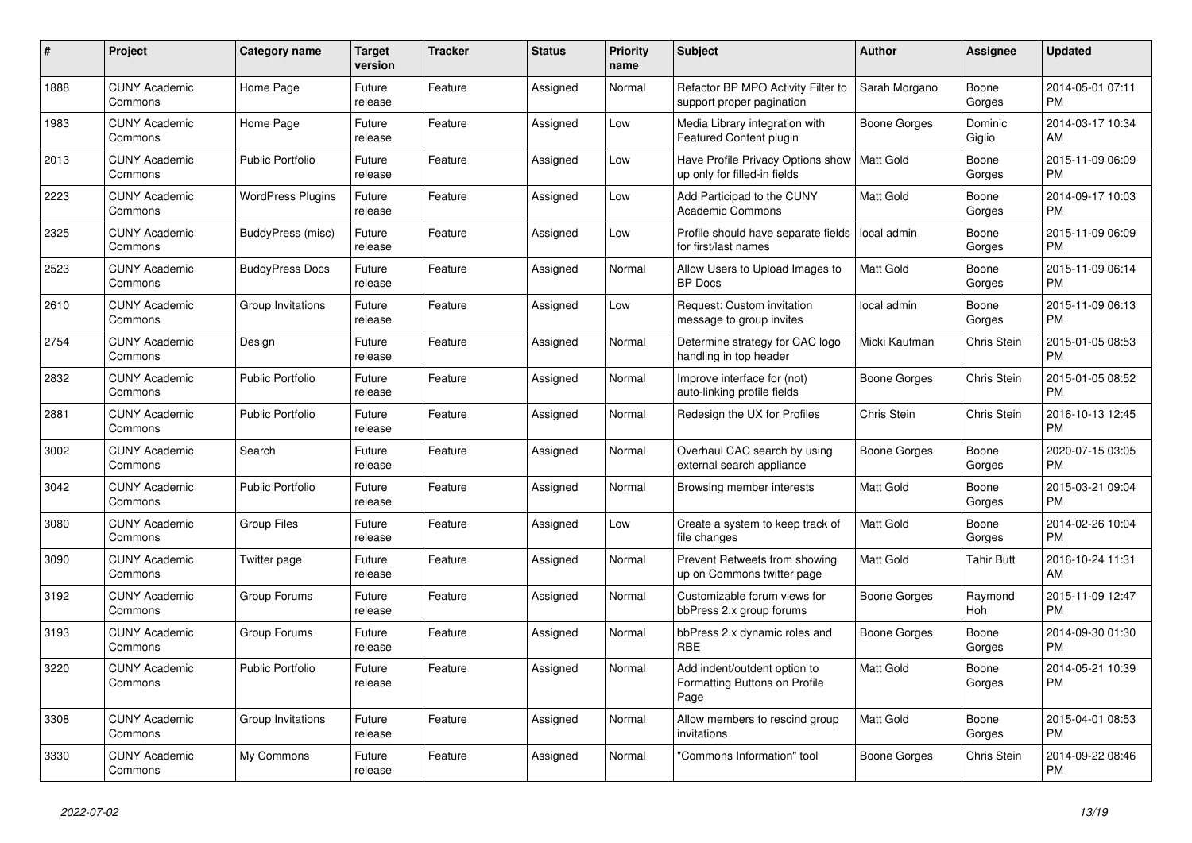| # | Project | Category name | Target version | Tracker | Status | Priority name | Subject | Author | Assignee | Updated |
|---|---|---|---|---|---|---|---|---|---|---|
| 1888 | CUNY Academic Commons | Home Page | Future release | Feature | Assigned | Normal | Refactor BP MPO Activity Filter to support proper pagination | Sarah Morgano | Boone Gorges | 2014-05-01 07:11 PM |
| 1983 | CUNY Academic Commons | Home Page | Future release | Feature | Assigned | Low | Media Library integration with Featured Content plugin | Boone Gorges | Dominic Giglio | 2014-03-17 10:34 AM |
| 2013 | CUNY Academic Commons | Public Portfolio | Future release | Feature | Assigned | Low | Have Profile Privacy Options show up only for filled-in fields | Matt Gold | Boone Gorges | 2015-11-09 06:09 PM |
| 2223 | CUNY Academic Commons | WordPress Plugins | Future release | Feature | Assigned | Low | Add Participad to the CUNY Academic Commons | Matt Gold | Boone Gorges | 2014-09-17 10:03 PM |
| 2325 | CUNY Academic Commons | BuddyPress (misc) | Future release | Feature | Assigned | Low | Profile should have separate fields for first/last names | local admin | Boone Gorges | 2015-11-09 06:09 PM |
| 2523 | CUNY Academic Commons | BuddyPress Docs | Future release | Feature | Assigned | Normal | Allow Users to Upload Images to BP Docs | Matt Gold | Boone Gorges | 2015-11-09 06:14 PM |
| 2610 | CUNY Academic Commons | Group Invitations | Future release | Feature | Assigned | Low | Request: Custom invitation message to group invites | local admin | Boone Gorges | 2015-11-09 06:13 PM |
| 2754 | CUNY Academic Commons | Design | Future release | Feature | Assigned | Normal | Determine strategy for CAC logo handling in top header | Micki Kaufman | Chris Stein | 2015-01-05 08:53 PM |
| 2832 | CUNY Academic Commons | Public Portfolio | Future release | Feature | Assigned | Normal | Improve interface for (not) auto-linking profile fields | Boone Gorges | Chris Stein | 2015-01-05 08:52 PM |
| 2881 | CUNY Academic Commons | Public Portfolio | Future release | Feature | Assigned | Normal | Redesign the UX for Profiles | Chris Stein | Chris Stein | 2016-10-13 12:45 PM |
| 3002 | CUNY Academic Commons | Search | Future release | Feature | Assigned | Normal | Overhaul CAC search by using external search appliance | Boone Gorges | Boone Gorges | 2020-07-15 03:05 PM |
| 3042 | CUNY Academic Commons | Public Portfolio | Future release | Feature | Assigned | Normal | Browsing member interests | Matt Gold | Boone Gorges | 2015-03-21 09:04 PM |
| 3080 | CUNY Academic Commons | Group Files | Future release | Feature | Assigned | Low | Create a system to keep track of file changes | Matt Gold | Boone Gorges | 2014-02-26 10:04 PM |
| 3090 | CUNY Academic Commons | Twitter page | Future release | Feature | Assigned | Normal | Prevent Retweets from showing up on Commons twitter page | Matt Gold | Tahir Butt | 2016-10-24 11:31 AM |
| 3192 | CUNY Academic Commons | Group Forums | Future release | Feature | Assigned | Normal | Customizable forum views for bbPress 2.x group forums | Boone Gorges | Raymond Hoh | 2015-11-09 12:47 PM |
| 3193 | CUNY Academic Commons | Group Forums | Future release | Feature | Assigned | Normal | bbPress 2.x dynamic roles and RBE | Boone Gorges | Boone Gorges | 2014-09-30 01:30 PM |
| 3220 | CUNY Academic Commons | Public Portfolio | Future release | Feature | Assigned | Normal | Add indent/outdent option to Formatting Buttons on Profile Page | Matt Gold | Boone Gorges | 2014-05-21 10:39 PM |
| 3308 | CUNY Academic Commons | Group Invitations | Future release | Feature | Assigned | Normal | Allow members to rescind group invitations | Matt Gold | Boone Gorges | 2015-04-01 08:53 PM |
| 3330 | CUNY Academic Commons | My Commons | Future release | Feature | Assigned | Normal | "Commons Information" tool | Boone Gorges | Chris Stein | 2014-09-22 08:46 PM |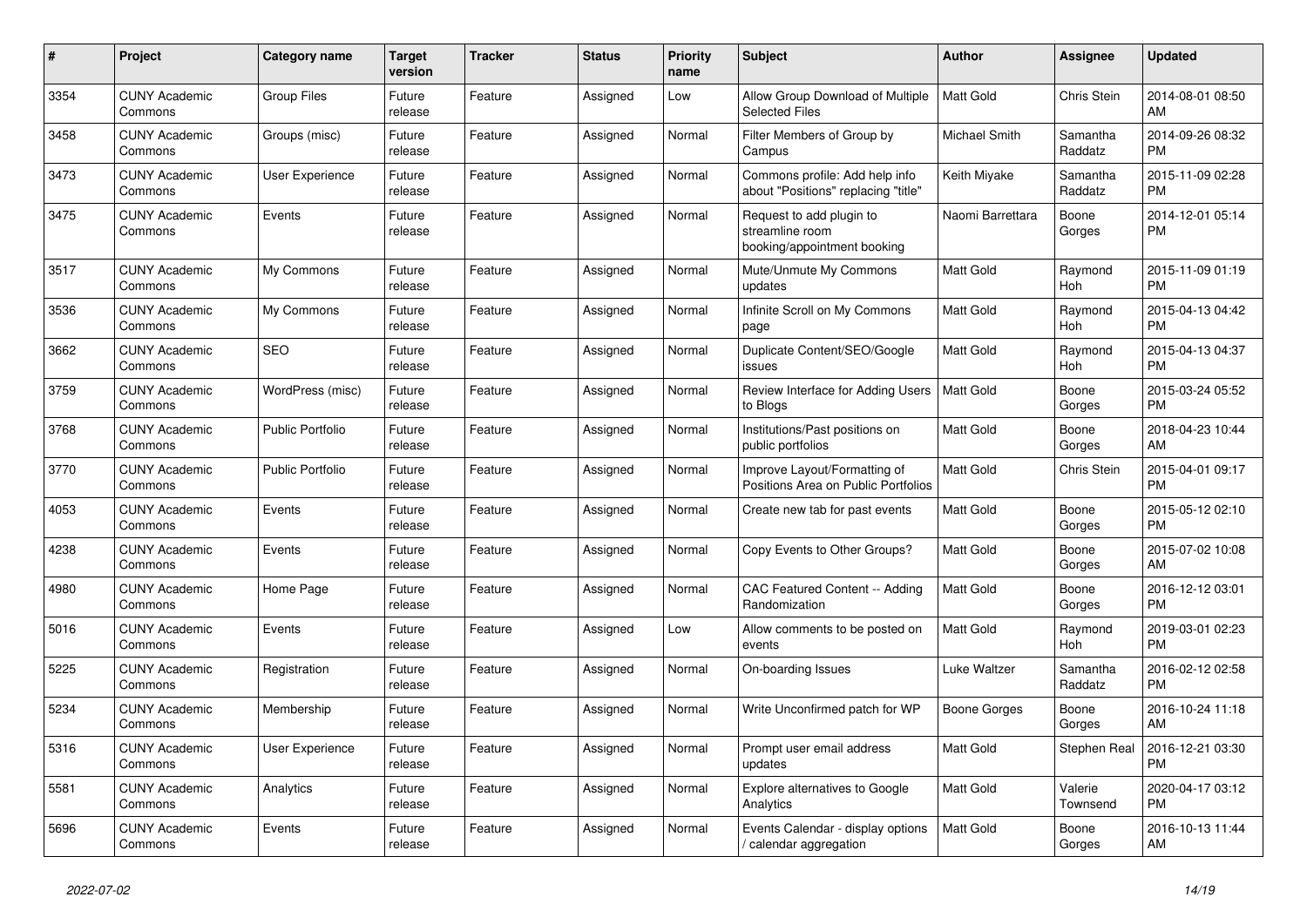| # | Project | Category name | Target version | Tracker | Status | Priority name | Subject | Author | Assignee | Updated |
|---|---|---|---|---|---|---|---|---|---|---|
| 3354 | CUNY Academic Commons | Group Files | Future release | Feature | Assigned | Low | Allow Group Download of Multiple Selected Files | Matt Gold | Chris Stein | 2014-08-01 08:50 AM |
| 3458 | CUNY Academic Commons | Groups (misc) | Future release | Feature | Assigned | Normal | Filter Members of Group by Campus | Michael Smith | Samantha Raddatz | 2014-09-26 08:32 PM |
| 3473 | CUNY Academic Commons | User Experience | Future release | Feature | Assigned | Normal | Commons profile: Add help info about "Positions" replacing "title" | Keith Miyake | Samantha Raddatz | 2015-11-09 02:28 PM |
| 3475 | CUNY Academic Commons | Events | Future release | Feature | Assigned | Normal | Request to add plugin to streamline room booking/appointment booking | Naomi Barrettara | Boone Gorges | 2014-12-01 05:14 PM |
| 3517 | CUNY Academic Commons | My Commons | Future release | Feature | Assigned | Normal | Mute/Unmute My Commons updates | Matt Gold | Raymond Hoh | 2015-11-09 01:19 PM |
| 3536 | CUNY Academic Commons | My Commons | Future release | Feature | Assigned | Normal | Infinite Scroll on My Commons page | Matt Gold | Raymond Hoh | 2015-04-13 04:42 PM |
| 3662 | CUNY Academic Commons | SEO | Future release | Feature | Assigned | Normal | Duplicate Content/SEO/Google issues | Matt Gold | Raymond Hoh | 2015-04-13 04:37 PM |
| 3759 | CUNY Academic Commons | WordPress (misc) | Future release | Feature | Assigned | Normal | Review Interface for Adding Users to Blogs | Matt Gold | Boone Gorges | 2015-03-24 05:52 PM |
| 3768 | CUNY Academic Commons | Public Portfolio | Future release | Feature | Assigned | Normal | Institutions/Past positions on public portfolios | Matt Gold | Boone Gorges | 2018-04-23 10:44 AM |
| 3770 | CUNY Academic Commons | Public Portfolio | Future release | Feature | Assigned | Normal | Improve Layout/Formatting of Positions Area on Public Portfolios | Matt Gold | Chris Stein | 2015-04-01 09:17 PM |
| 4053 | CUNY Academic Commons | Events | Future release | Feature | Assigned | Normal | Create new tab for past events | Matt Gold | Boone Gorges | 2015-05-12 02:10 PM |
| 4238 | CUNY Academic Commons | Events | Future release | Feature | Assigned | Normal | Copy Events to Other Groups? | Matt Gold | Boone Gorges | 2015-07-02 10:08 AM |
| 4980 | CUNY Academic Commons | Home Page | Future release | Feature | Assigned | Normal | CAC Featured Content -- Adding Randomization | Matt Gold | Boone Gorges | 2016-12-12 03:01 PM |
| 5016 | CUNY Academic Commons | Events | Future release | Feature | Assigned | Low | Allow comments to be posted on events | Matt Gold | Raymond Hoh | 2019-03-01 02:23 PM |
| 5225 | CUNY Academic Commons | Registration | Future release | Feature | Assigned | Normal | On-boarding Issues | Luke Waltzer | Samantha Raddatz | 2016-02-12 02:58 PM |
| 5234 | CUNY Academic Commons | Membership | Future release | Feature | Assigned | Normal | Write Unconfirmed patch for WP | Boone Gorges | Boone Gorges | 2016-10-24 11:18 AM |
| 5316 | CUNY Academic Commons | User Experience | Future release | Feature | Assigned | Normal | Prompt user email address updates | Matt Gold | Stephen Real | 2016-12-21 03:30 PM |
| 5581 | CUNY Academic Commons | Analytics | Future release | Feature | Assigned | Normal | Explore alternatives to Google Analytics | Matt Gold | Valerie Townsend | 2020-04-17 03:12 PM |
| 5696 | CUNY Academic Commons | Events | Future release | Feature | Assigned | Normal | Events Calendar - display options / calendar aggregation | Matt Gold | Boone Gorges | 2016-10-13 11:44 AM |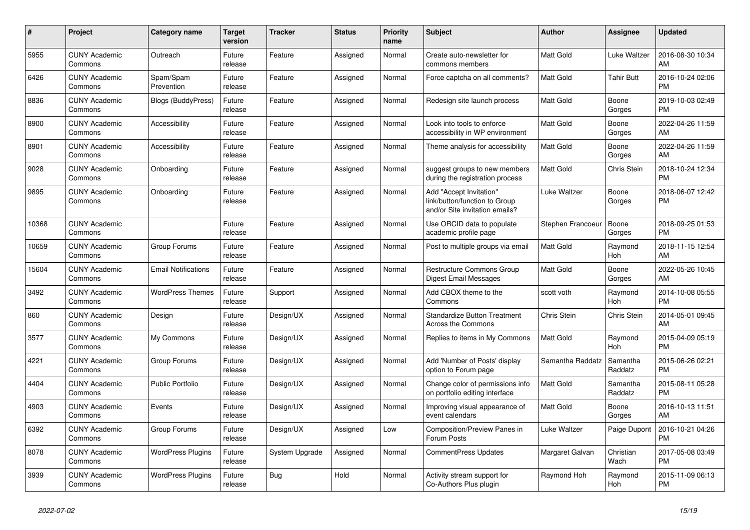| # | Project | Category name | Target version | Tracker | Status | Priority name | Subject | Author | Assignee | Updated |
|---|---|---|---|---|---|---|---|---|---|---|
| 5955 | CUNY Academic Commons | Outreach | Future release | Feature | Assigned | Normal | Create auto-newsletter for commons members | Matt Gold | Luke Waltzer | 2016-08-30 10:34 AM |
| 6426 | CUNY Academic Commons | Spam/Spam Prevention | Future release | Feature | Assigned | Normal | Force captcha on all comments? | Matt Gold | Tahir Butt | 2016-10-24 02:06 PM |
| 8836 | CUNY Academic Commons | Blogs (BuddyPress) | Future release | Feature | Assigned | Normal | Redesign site launch process | Matt Gold | Boone Gorges | 2019-10-03 02:49 PM |
| 8900 | CUNY Academic Commons | Accessibility | Future release | Feature | Assigned | Normal | Look into tools to enforce accessibility in WP environment | Matt Gold | Boone Gorges | 2022-04-26 11:59 AM |
| 8901 | CUNY Academic Commons | Accessibility | Future release | Feature | Assigned | Normal | Theme analysis for accessibility | Matt Gold | Boone Gorges | 2022-04-26 11:59 AM |
| 9028 | CUNY Academic Commons | Onboarding | Future release | Feature | Assigned | Normal | suggest groups to new members during the registration process | Matt Gold | Chris Stein | 2018-10-24 12:34 PM |
| 9895 | CUNY Academic Commons | Onboarding | Future release | Feature | Assigned | Normal | Add "Accept Invitation" link/button/function to Group and/or Site invitation emails? | Luke Waltzer | Boone Gorges | 2018-06-07 12:42 PM |
| 10368 | CUNY Academic Commons | | Future release | Feature | Assigned | Normal | Use ORCID data to populate academic profile page | Stephen Francoeur | Boone Gorges | 2018-09-25 01:53 PM |
| 10659 | CUNY Academic Commons | Group Forums | Future release | Feature | Assigned | Normal | Post to multiple groups via email | Matt Gold | Raymond Hoh | 2018-11-15 12:54 AM |
| 15604 | CUNY Academic Commons | Email Notifications | Future release | Feature | Assigned | Normal | Restructure Commons Group Digest Email Messages | Matt Gold | Boone Gorges | 2022-05-26 10:45 AM |
| 3492 | CUNY Academic Commons | WordPress Themes | Future release | Support | Assigned | Normal | Add CBOX theme to the Commons | scott voth | Raymond Hoh | 2014-10-08 05:55 PM |
| 860 | CUNY Academic Commons | Design | Future release | Design/UX | Assigned | Normal | Standardize Button Treatment Across the Commons | Chris Stein | Chris Stein | 2014-05-01 09:45 AM |
| 3577 | CUNY Academic Commons | My Commons | Future release | Design/UX | Assigned | Normal | Replies to items in My Commons | Matt Gold | Raymond Hoh | 2015-04-09 05:19 PM |
| 4221 | CUNY Academic Commons | Group Forums | Future release | Design/UX | Assigned | Normal | Add 'Number of Posts' display option to Forum page | Samantha Raddatz | Samantha Raddatz | 2015-06-26 02:21 PM |
| 4404 | CUNY Academic Commons | Public Portfolio | Future release | Design/UX | Assigned | Normal | Change color of permissions info on portfolio editing interface | Matt Gold | Samantha Raddatz | 2015-08-11 05:28 PM |
| 4903 | CUNY Academic Commons | Events | Future release | Design/UX | Assigned | Normal | Improving visual appearance of event calendars | Matt Gold | Boone Gorges | 2016-10-13 11:51 AM |
| 6392 | CUNY Academic Commons | Group Forums | Future release | Design/UX | Assigned | Low | Composition/Preview Panes in Forum Posts | Luke Waltzer | Paige Dupont | 2016-10-21 04:26 PM |
| 8078 | CUNY Academic Commons | WordPress Plugins | Future release | System Upgrade | Assigned | Normal | CommentPress Updates | Margaret Galvan | Christian Wach | 2017-05-08 03:49 PM |
| 3939 | CUNY Academic Commons | WordPress Plugins | Future release | Bug | Hold | Normal | Activity stream support for Co-Authors Plus plugin | Raymond Hoh | Raymond Hoh | 2015-11-09 06:13 PM |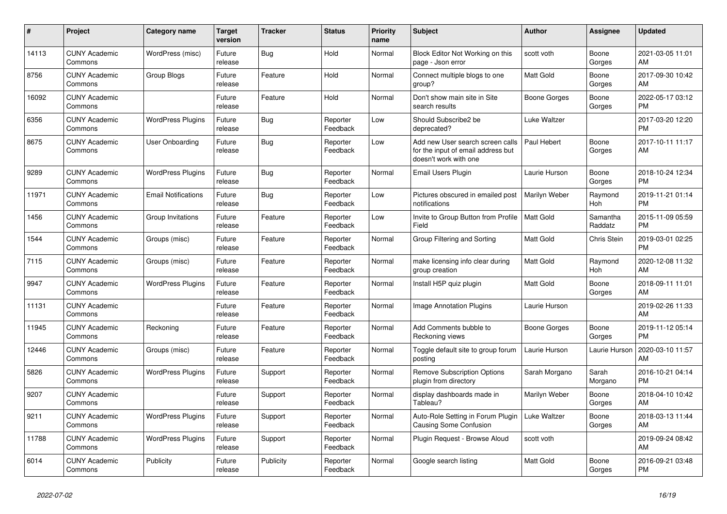| # | Project | Category name | Target version | Tracker | Status | Priority name | Subject | Author | Assignee | Updated |
|---|---|---|---|---|---|---|---|---|---|---|
| 14113 | CUNY Academic Commons | WordPress (misc) | Future release | Bug | Hold | Normal | Block Editor Not Working on this page - Json error | scott voth | Boone Gorges | 2021-03-05 11:01 AM |
| 8756 | CUNY Academic Commons | Group Blogs | Future release | Feature | Hold | Normal | Connect multiple blogs to one group? | Matt Gold | Boone Gorges | 2017-09-30 10:42 AM |
| 16092 | CUNY Academic Commons | | Future release | Feature | Hold | Normal | Don't show main site in Site search results | Boone Gorges | Boone Gorges | 2022-05-17 03:12 PM |
| 6356 | CUNY Academic Commons | WordPress Plugins | Future release | Bug | Reporter Feedback | Low | Should Subscribe2 be deprecated? | Luke Waltzer | | 2017-03-20 12:20 PM |
| 8675 | CUNY Academic Commons | User Onboarding | Future release | Bug | Reporter Feedback | Low | Add new User search screen calls for the input of email address but doesn't work with one | Paul Hebert | Boone Gorges | 2017-10-11 11:17 AM |
| 9289 | CUNY Academic Commons | WordPress Plugins | Future release | Bug | Reporter Feedback | Normal | Email Users Plugin | Laurie Hurson | Boone Gorges | 2018-10-24 12:34 PM |
| 11971 | CUNY Academic Commons | Email Notifications | Future release | Bug | Reporter Feedback | Low | Pictures obscured in emailed post notifications | Marilyn Weber | Raymond Hoh | 2019-11-21 01:14 PM |
| 1456 | CUNY Academic Commons | Group Invitations | Future release | Feature | Reporter Feedback | Low | Invite to Group Button from Profile Field | Matt Gold | Samantha Raddatz | 2015-11-09 05:59 PM |
| 1544 | CUNY Academic Commons | Groups (misc) | Future release | Feature | Reporter Feedback | Normal | Group Filtering and Sorting | Matt Gold | Chris Stein | 2019-03-01 02:25 PM |
| 7115 | CUNY Academic Commons | Groups (misc) | Future release | Feature | Reporter Feedback | Normal | make licensing info clear during group creation | Matt Gold | Raymond Hoh | 2020-12-08 11:32 AM |
| 9947 | CUNY Academic Commons | WordPress Plugins | Future release | Feature | Reporter Feedback | Normal | Install H5P quiz plugin | Matt Gold | Boone Gorges | 2018-09-11 11:01 AM |
| 11131 | CUNY Academic Commons | | Future release | Feature | Reporter Feedback | Normal | Image Annotation Plugins | Laurie Hurson | | 2019-02-26 11:33 AM |
| 11945 | CUNY Academic Commons | Reckoning | Future release | Feature | Reporter Feedback | Normal | Add Comments bubble to Reckoning views | Boone Gorges | Boone Gorges | 2019-11-12 05:14 PM |
| 12446 | CUNY Academic Commons | Groups (misc) | Future release | Feature | Reporter Feedback | Normal | Toggle default site to group forum posting | Laurie Hurson | Laurie Hurson | 2020-03-10 11:57 AM |
| 5826 | CUNY Academic Commons | WordPress Plugins | Future release | Support | Reporter Feedback | Normal | Remove Subscription Options plugin from directory | Sarah Morgano | Sarah Morgano | 2016-10-21 04:14 PM |
| 9207 | CUNY Academic Commons | | Future release | Support | Reporter Feedback | Normal | display dashboards made in Tableau? | Marilyn Weber | Boone Gorges | 2018-04-10 10:42 AM |
| 9211 | CUNY Academic Commons | WordPress Plugins | Future release | Support | Reporter Feedback | Normal | Auto-Role Setting in Forum Plugin Causing Some Confusion | Luke Waltzer | Boone Gorges | 2018-03-13 11:44 AM |
| 11788 | CUNY Academic Commons | WordPress Plugins | Future release | Support | Reporter Feedback | Normal | Plugin Request - Browse Aloud | scott voth | | 2019-09-24 08:42 AM |
| 6014 | CUNY Academic Commons | Publicity | Future release | Publicity | Reporter Feedback | Normal | Google search listing | Matt Gold | Boone Gorges | 2016-09-21 03:48 PM |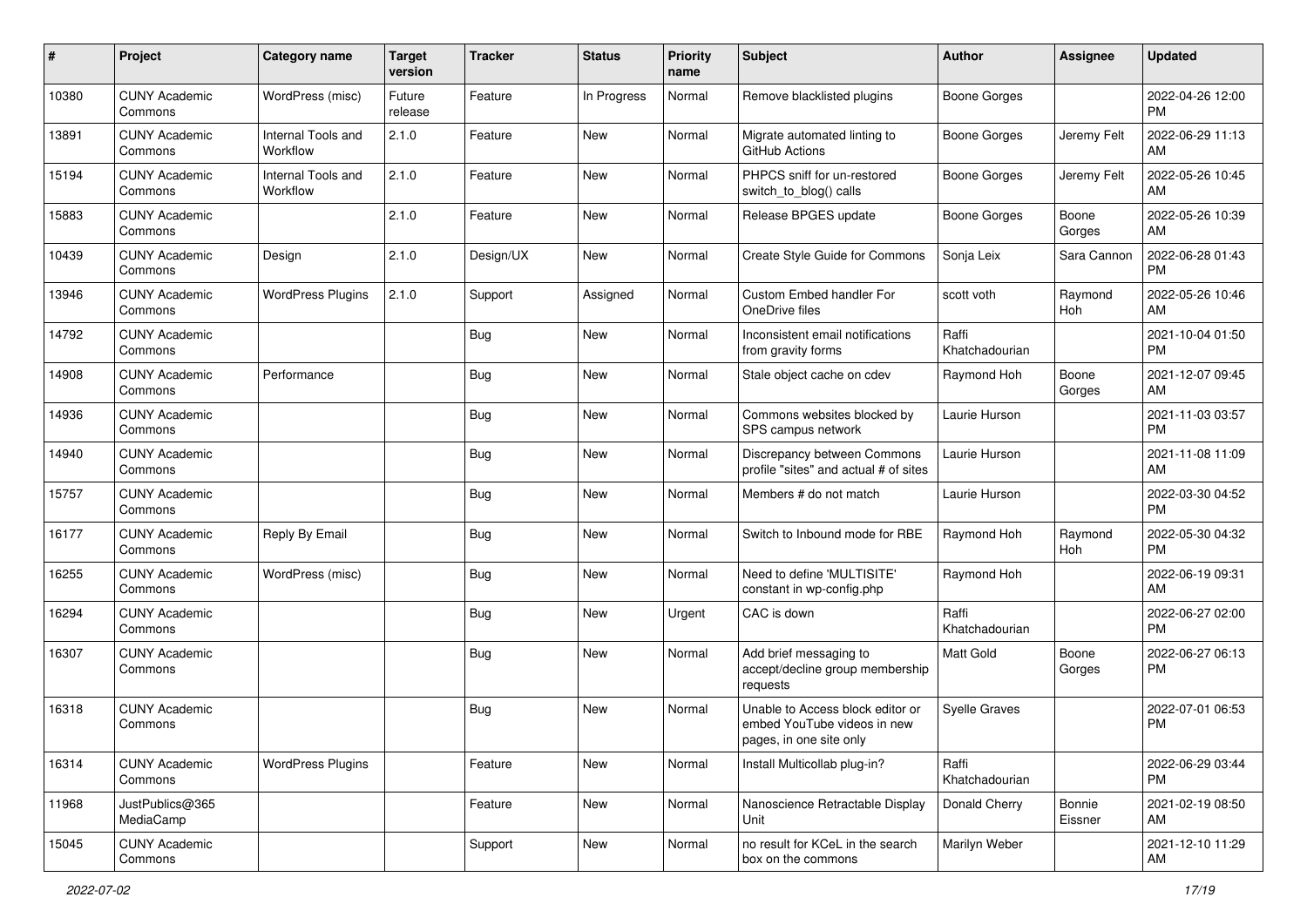| # | Project | Category name | Target version | Tracker | Status | Priority name | Subject | Author | Assignee | Updated |
|---|---|---|---|---|---|---|---|---|---|---|
| 10380 | CUNY Academic Commons | WordPress (misc) | Future release | Feature | In Progress | Normal | Remove blacklisted plugins | Boone Gorges | | 2022-04-26 12:00 PM |
| 13891 | CUNY Academic Commons | Internal Tools and Workflow | 2.1.0 | Feature | New | Normal | Migrate automated linting to GitHub Actions | Boone Gorges | Jeremy Felt | 2022-06-29 11:13 AM |
| 15194 | CUNY Academic Commons | Internal Tools and Workflow | 2.1.0 | Feature | New | Normal | PHPCS sniff for un-restored switch_to_blog() calls | Boone Gorges | Jeremy Felt | 2022-05-26 10:45 AM |
| 15883 | CUNY Academic Commons | | 2.1.0 | Feature | New | Normal | Release BPGES update | Boone Gorges | Boone Gorges | 2022-05-26 10:39 AM |
| 10439 | CUNY Academic Commons | Design | 2.1.0 | Design/UX | New | Normal | Create Style Guide for Commons | Sonja Leix | Sara Cannon | 2022-06-28 01:43 PM |
| 13946 | CUNY Academic Commons | WordPress Plugins | 2.1.0 | Support | Assigned | Normal | Custom Embed handler For OneDrive files | scott voth | Raymond Hoh | 2022-05-26 10:46 AM |
| 14792 | CUNY Academic Commons | | | Bug | New | Normal | Inconsistent email notifications from gravity forms | Raffi Khatchadourian | | 2021-10-04 01:50 PM |
| 14908 | CUNY Academic Commons | Performance | | Bug | New | Normal | Stale object cache on cdev | Raymond Hoh | Boone Gorges | 2021-12-07 09:45 AM |
| 14936 | CUNY Academic Commons | | | Bug | New | Normal | Commons websites blocked by SPS campus network | Laurie Hurson | | 2021-11-03 03:57 PM |
| 14940 | CUNY Academic Commons | | | Bug | New | Normal | Discrepancy between Commons profile "sites" and actual # of sites | Laurie Hurson | | 2021-11-08 11:09 AM |
| 15757 | CUNY Academic Commons | | | Bug | New | Normal | Members # do not match | Laurie Hurson | | 2022-03-30 04:52 PM |
| 16177 | CUNY Academic Commons | Reply By Email | | Bug | New | Normal | Switch to Inbound mode for RBE | Raymond Hoh | Raymond Hoh | 2022-05-30 04:32 PM |
| 16255 | CUNY Academic Commons | WordPress (misc) | | Bug | New | Normal | Need to define 'MULTISITE' constant in wp-config.php | Raymond Hoh | | 2022-06-19 09:31 AM |
| 16294 | CUNY Academic Commons | | | Bug | New | Urgent | CAC is down | Raffi Khatchadourian | | 2022-06-27 02:00 PM |
| 16307 | CUNY Academic Commons | | | Bug | New | Normal | Add brief messaging to accept/decline group membership requests | Matt Gold | Boone Gorges | 2022-06-27 06:13 PM |
| 16318 | CUNY Academic Commons | | | Bug | New | Normal | Unable to Access block editor or embed YouTube videos in new pages, in one site only | Syelle Graves | | 2022-07-01 06:53 PM |
| 16314 | CUNY Academic Commons | WordPress Plugins | | Feature | New | Normal | Install Multicollab plug-in? | Raffi Khatchadourian | | 2022-06-29 03:44 PM |
| 11968 | JustPublics@365 MediaCamp | | | Feature | New | Normal | Nanoscience Retractable Display Unit | Donald Cherry | Bonnie Eissner | 2021-02-19 08:50 AM |
| 15045 | CUNY Academic Commons | | | Support | New | Normal | no result for KCeL in the search box on the commons | Marilyn Weber | | 2021-12-10 11:29 AM |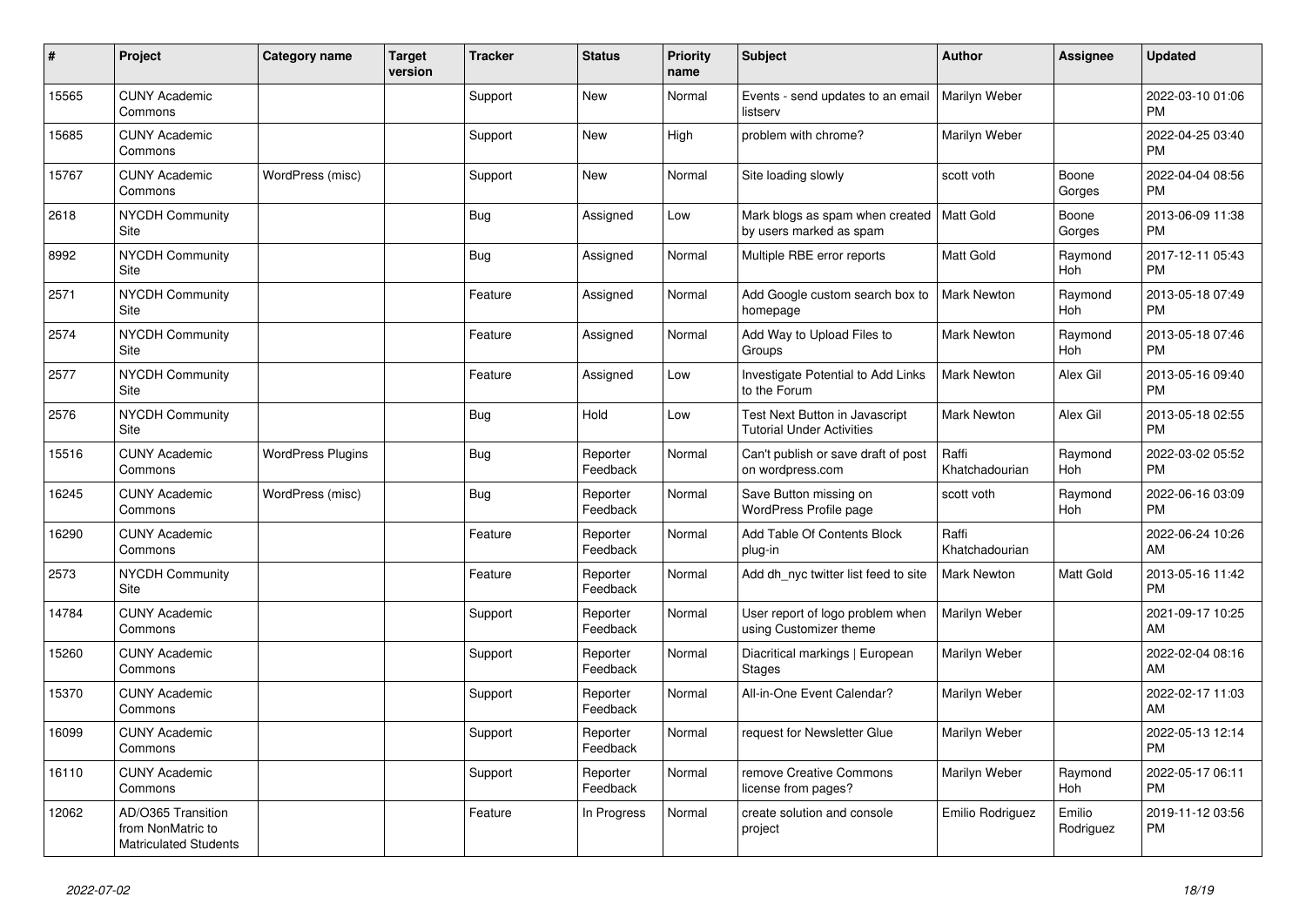| # | Project | Category name | Target version | Tracker | Status | Priority name | Subject | Author | Assignee | Updated |
|---|---|---|---|---|---|---|---|---|---|---|
| 15565 | CUNY Academic Commons | | | Support | New | Normal | Events - send updates to an email listserv | Marilyn Weber | | 2022-03-10 01:06 PM |
| 15685 | CUNY Academic Commons | | | Support | New | High | problem with chrome? | Marilyn Weber | | 2022-04-25 03:40 PM |
| 15767 | CUNY Academic Commons | WordPress (misc) | | Support | New | Normal | Site loading slowly | scott voth | Boone Gorges | 2022-04-04 08:56 PM |
| 2618 | NYCDH Community Site | | | Bug | Assigned | Low | Mark blogs as spam when created by users marked as spam | Matt Gold | Boone Gorges | 2013-06-09 11:38 PM |
| 8992 | NYCDH Community Site | | | Bug | Assigned | Normal | Multiple RBE error reports | Matt Gold | Raymond Hoh | 2017-12-11 05:43 PM |
| 2571 | NYCDH Community Site | | | Feature | Assigned | Normal | Add Google custom search box to homepage | Mark Newton | Raymond Hoh | 2013-05-18 07:49 PM |
| 2574 | NYCDH Community Site | | | Feature | Assigned | Normal | Add Way to Upload Files to Groups | Mark Newton | Raymond Hoh | 2013-05-18 07:46 PM |
| 2577 | NYCDH Community Site | | | Feature | Assigned | Low | Investigate Potential to Add Links to the Forum | Mark Newton | Alex Gil | 2013-05-16 09:40 PM |
| 2576 | NYCDH Community Site | | | Bug | Hold | Low | Test Next Button in Javascript Tutorial Under Activities | Mark Newton | Alex Gil | 2013-05-18 02:55 PM |
| 15516 | CUNY Academic Commons | WordPress Plugins | | Bug | Reporter Feedback | Normal | Can't publish or save draft of post on wordpress.com | Raffi Khatchadourian | Raymond Hoh | 2022-03-02 05:52 PM |
| 16245 | CUNY Academic Commons | WordPress (misc) | | Bug | Reporter Feedback | Normal | Save Button missing on WordPress Profile page | scott voth | Raymond Hoh | 2022-06-16 03:09 PM |
| 16290 | CUNY Academic Commons | | | Feature | Reporter Feedback | Normal | Add Table Of Contents Block plug-in | Raffi Khatchadourian | | 2022-06-24 10:26 AM |
| 2573 | NYCDH Community Site | | | Feature | Reporter Feedback | Normal | Add dh_nyc twitter list feed to site | Mark Newton | Matt Gold | 2013-05-16 11:42 PM |
| 14784 | CUNY Academic Commons | | | Support | Reporter Feedback | Normal | User report of logo problem when using Customizer theme | Marilyn Weber | | 2021-09-17 10:25 AM |
| 15260 | CUNY Academic Commons | | | Support | Reporter Feedback | Normal | Diacritical markings \| European Stages | Marilyn Weber | | 2022-02-04 08:16 AM |
| 15370 | CUNY Academic Commons | | | Support | Reporter Feedback | Normal | All-in-One Event Calendar? | Marilyn Weber | | 2022-02-17 11:03 AM |
| 16099 | CUNY Academic Commons | | | Support | Reporter Feedback | Normal | request for Newsletter Glue | Marilyn Weber | | 2022-05-13 12:14 PM |
| 16110 | CUNY Academic Commons | | | Support | Reporter Feedback | Normal | remove Creative Commons license from pages? | Marilyn Weber | Raymond Hoh | 2022-05-17 06:11 PM |
| 12062 | AD/O365 Transition from NonMatric to Matriculated Students | | | Feature | In Progress | Normal | create solution and console project | Emilio Rodriguez | Emilio Rodriguez | 2019-11-12 03:56 PM |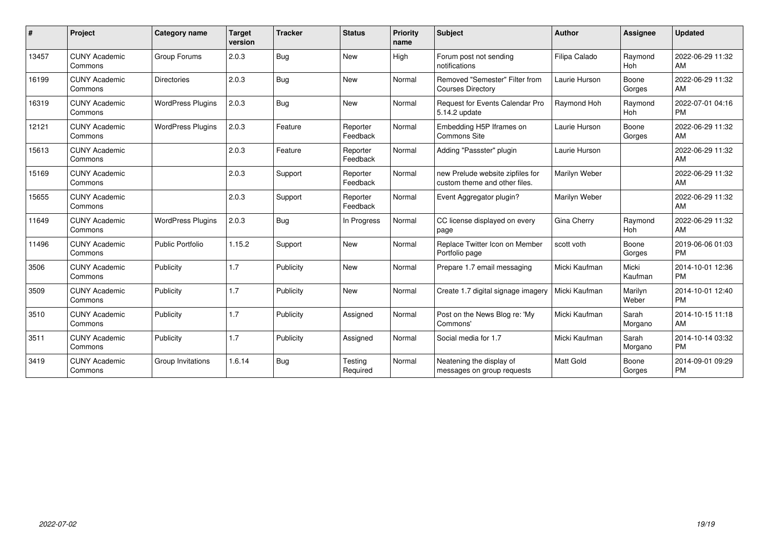| # | Project | Category name | Target version | Tracker | Status | Priority name | Subject | Author | Assignee | Updated |
|---|---|---|---|---|---|---|---|---|---|---|
| 13457 | CUNY Academic Commons | Group Forums | 2.0.3 | Bug | New | High | Forum post not sending notifications | Filipa Calado | Raymond Hoh | 2022-06-29 11:32 AM |
| 16199 | CUNY Academic Commons | Directories | 2.0.3 | Bug | New | Normal | Removed "Semester" Filter from Courses Directory | Laurie Hurson | Boone Gorges | 2022-06-29 11:32 AM |
| 16319 | CUNY Academic Commons | WordPress Plugins | 2.0.3 | Bug | New | Normal | Request for Events Calendar Pro 5.14.2 update | Raymond Hoh | Raymond Hoh | 2022-07-01 04:16 PM |
| 12121 | CUNY Academic Commons | WordPress Plugins | 2.0.3 | Feature | Reporter Feedback | Normal | Embedding H5P Iframes on Commons Site | Laurie Hurson | Boone Gorges | 2022-06-29 11:32 AM |
| 15613 | CUNY Academic Commons | | 2.0.3 | Feature | Reporter Feedback | Normal | Adding "Passster" plugin | Laurie Hurson | | 2022-06-29 11:32 AM |
| 15169 | CUNY Academic Commons | | 2.0.3 | Support | Reporter Feedback | Normal | new Prelude website zipfiles for custom theme and other files. | Marilyn Weber | | 2022-06-29 11:32 AM |
| 15655 | CUNY Academic Commons | | 2.0.3 | Support | Reporter Feedback | Normal | Event Aggregator plugin? | Marilyn Weber | | 2022-06-29 11:32 AM |
| 11649 | CUNY Academic Commons | WordPress Plugins | 2.0.3 | Bug | In Progress | Normal | CC license displayed on every page | Gina Cherry | Raymond Hoh | 2022-06-29 11:32 AM |
| 11496 | CUNY Academic Commons | Public Portfolio | 1.15.2 | Support | New | Normal | Replace Twitter Icon on Member Portfolio page | scott voth | Boone Gorges | 2019-06-06 01:03 PM |
| 3506 | CUNY Academic Commons | Publicity | 1.7 | Publicity | New | Normal | Prepare 1.7 email messaging | Micki Kaufman | Micki Kaufman | 2014-10-01 12:36 PM |
| 3509 | CUNY Academic Commons | Publicity | 1.7 | Publicity | New | Normal | Create 1.7 digital signage imagery | Micki Kaufman | Marilyn Weber | 2014-10-01 12:40 PM |
| 3510 | CUNY Academic Commons | Publicity | 1.7 | Publicity | Assigned | Normal | Post on the News Blog re: 'My Commons' | Micki Kaufman | Sarah Morgano | 2014-10-15 11:18 AM |
| 3511 | CUNY Academic Commons | Publicity | 1.7 | Publicity | Assigned | Normal | Social media for 1.7 | Micki Kaufman | Sarah Morgano | 2014-10-14 03:32 PM |
| 3419 | CUNY Academic Commons | Group Invitations | 1.6.14 | Bug | Testing Required | Normal | Neatening the display of messages on group requests | Matt Gold | Boone Gorges | 2014-09-01 09:29 PM |